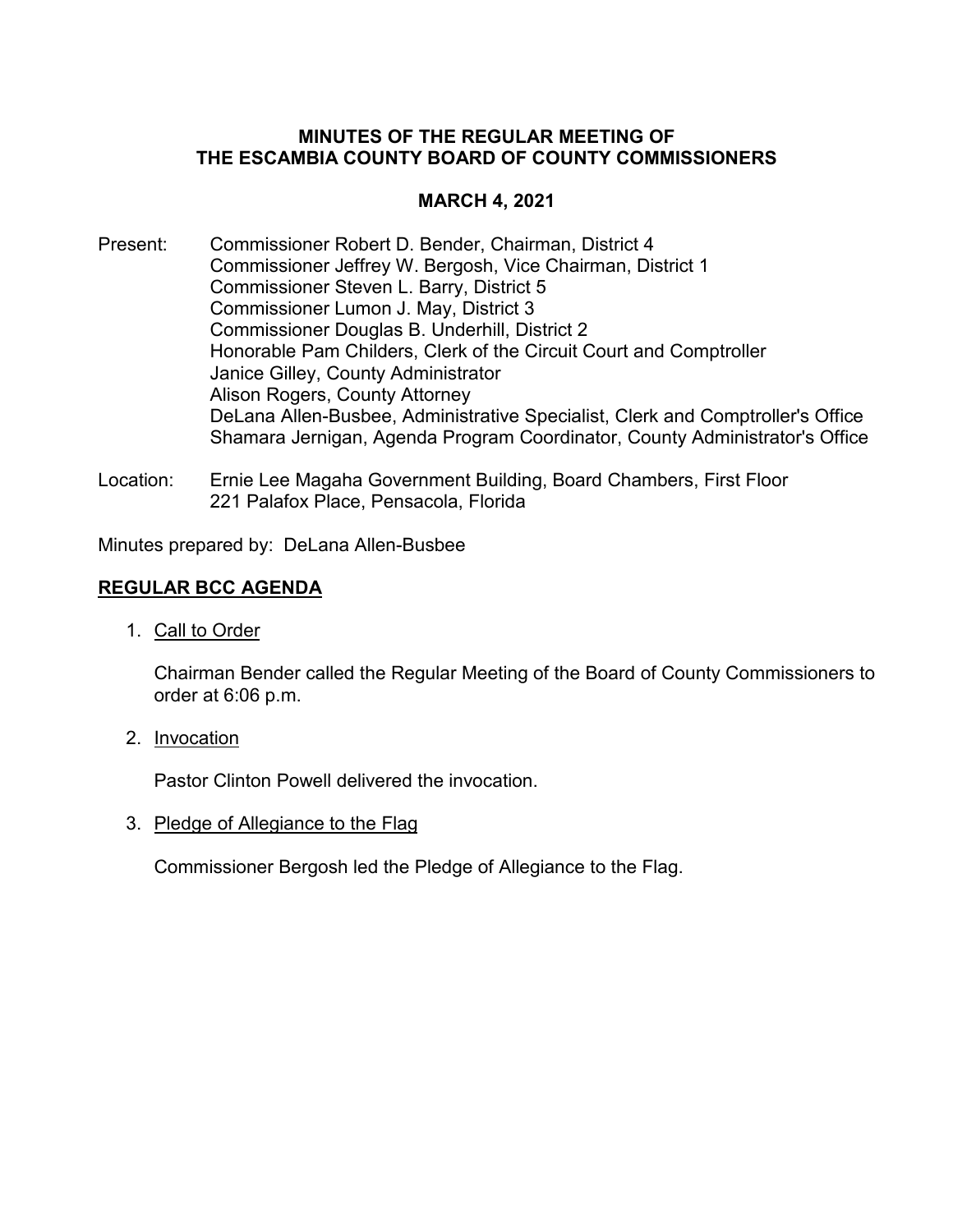# MINUTES OF THE REGULAR MEETING OF THE ESCAMBIA COUNTY BOARD OF COUNTY COMMISSIONERS

## MARCH 4, 2021

Present: Commissioner Robert D. Bender, Chairman, District 4
Commissioner Jeffrey W. Bergosh, Vice Chairman, District 1
Commissioner Steven L. Barry, District 5
Commissioner Lumon J. May, District 3
Commissioner Douglas B. Underhill, District 2
Honorable Pam Childers, Clerk of the Circuit Court and Comptroller
Janice Gilley, County Administrator
Alison Rogers, County Attorney
DeLana Allen-Busbee, Administrative Specialist, Clerk and Comptroller's Office
Shamara Jernigan, Agenda Program Coordinator, County Administrator's Office

Location: Ernie Lee Magaha Government Building, Board Chambers, First Floor
221 Palafox Place, Pensacola, Florida

Minutes prepared by: DeLana Allen-Busbee

## REGULAR BCC AGENDA

1. Call to Order

   Chairman Bender called the Regular Meeting of the Board of County Commissioners to order at 6:06 p.m.

2. Invocation

   Pastor Clinton Powell delivered the invocation.

3. Pledge of Allegiance to the Flag

   Commissioner Bergosh led the Pledge of Allegiance to the Flag.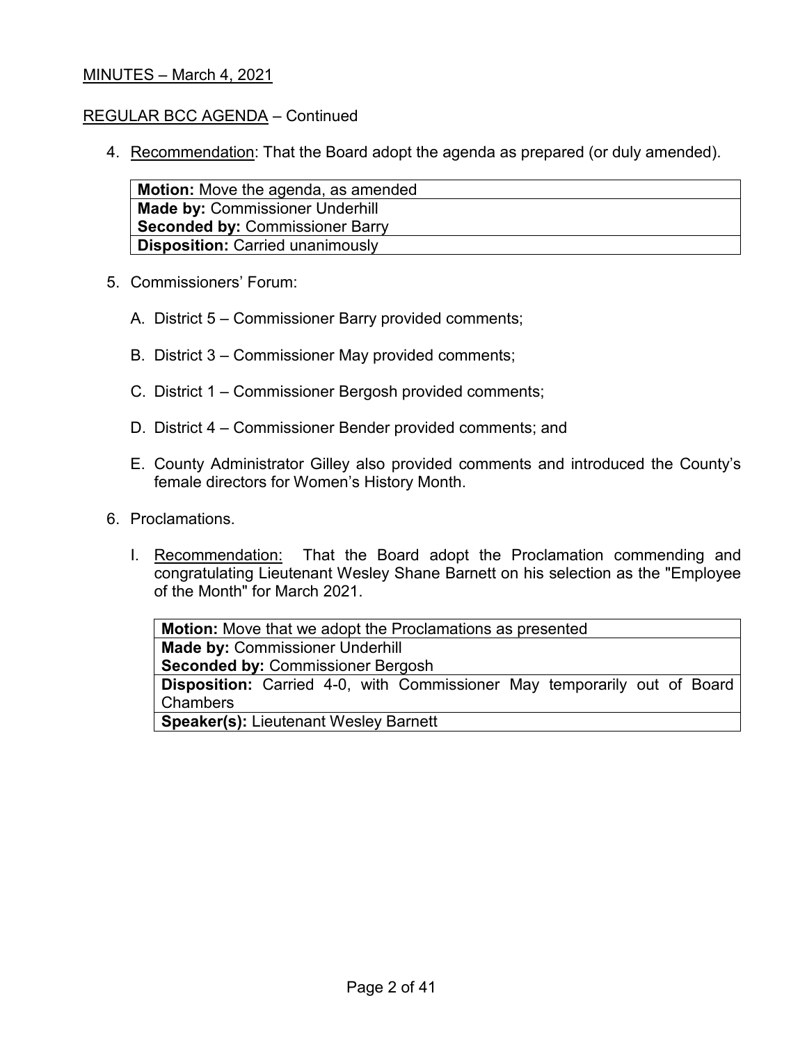MINUTES – March 4, 2021

REGULAR BCC AGENDA – Continued

4. Recommendation: That the Board adopt the agenda as prepared (or duly amended).

| **Motion:** Move the agenda, as amended |
|---|
| **Made by:** Commissioner Underhill<br>**Seconded by:** Commissioner Barry |
| **Disposition:** Carried unanimously |

5. Commissioners' Forum:

   A. District 5 – Commissioner Barry provided comments;

   B. District 3 – Commissioner May provided comments;

   C. District 1 – Commissioner Bergosh provided comments;

   D. District 4 – Commissioner Bender provided comments; and

   E. County Administrator Gilley also provided comments and introduced the County's female directors for Women's History Month.

6. Proclamations.

   I. Recommendation: That the Board adopt the Proclamation commending and congratulating Lieutenant Wesley Shane Barnett on his selection as the "Employee of the Month" for March 2021.

| **Motion:** Move that we adopt the Proclamations as presented |
|---|
| **Made by:** Commissioner Underhill<br>**Seconded by:** Commissioner Bergosh |
| **Disposition:** Carried 4-0, with Commissioner May temporarily out of Board Chambers |
| **Speaker(s):** Lieutenant Wesley Barnett |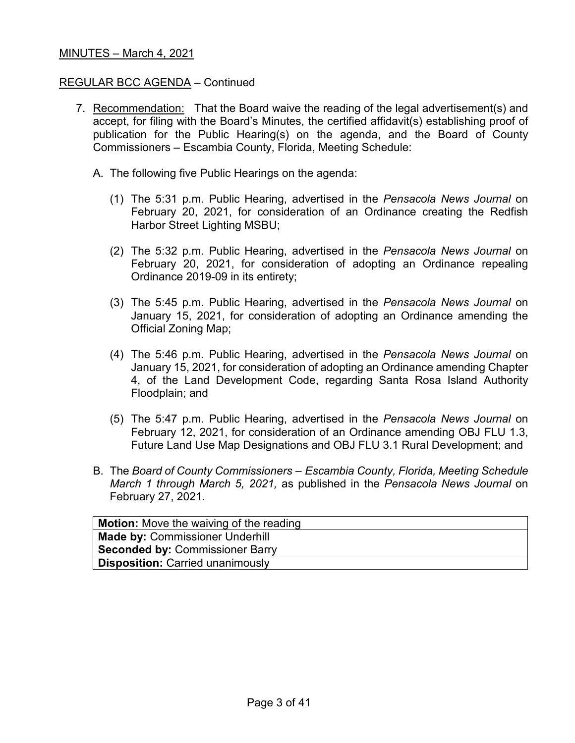MINUTES – March 4, 2021

REGULAR BCC AGENDA – Continued

7. Recommendation: That the Board waive the reading of the legal advertisement(s) and accept, for filing with the Board's Minutes, the certified affidavit(s) establishing proof of publication for the Public Hearing(s) on the agenda, and the Board of County Commissioners – Escambia County, Florida, Meeting Schedule:

   A. The following five Public Hearings on the agenda:

      (1) The 5:31 p.m. Public Hearing, advertised in the *Pensacola News Journal* on February 20, 2021, for consideration of an Ordinance creating the Redfish Harbor Street Lighting MSBU;

      (2) The 5:32 p.m. Public Hearing, advertised in the *Pensacola News Journal* on February 20, 2021, for consideration of adopting an Ordinance repealing Ordinance 2019-09 in its entirety;

      (3) The 5:45 p.m. Public Hearing, advertised in the *Pensacola News Journal* on January 15, 2021, for consideration of adopting an Ordinance amending the Official Zoning Map;

      (4) The 5:46 p.m. Public Hearing, advertised in the *Pensacola News Journal* on January 15, 2021, for consideration of adopting an Ordinance amending Chapter 4, of the Land Development Code, regarding Santa Rosa Island Authority Floodplain; and

      (5) The 5:47 p.m. Public Hearing, advertised in the *Pensacola News Journal* on February 12, 2021, for consideration of an Ordinance amending OBJ FLU 1.3, Future Land Use Map Designations and OBJ FLU 3.1 Rural Development; and

   B. The *Board of County Commissioners – Escambia County, Florida, Meeting Schedule March 1 through March 5, 2021,* as published in the *Pensacola News Journal* on February 27, 2021.

| **Motion:** Move the waiving of the reading |
|---|
| **Made by:** Commissioner Underhill<br>**Seconded by:** Commissioner Barry |
| **Disposition:** Carried unanimously |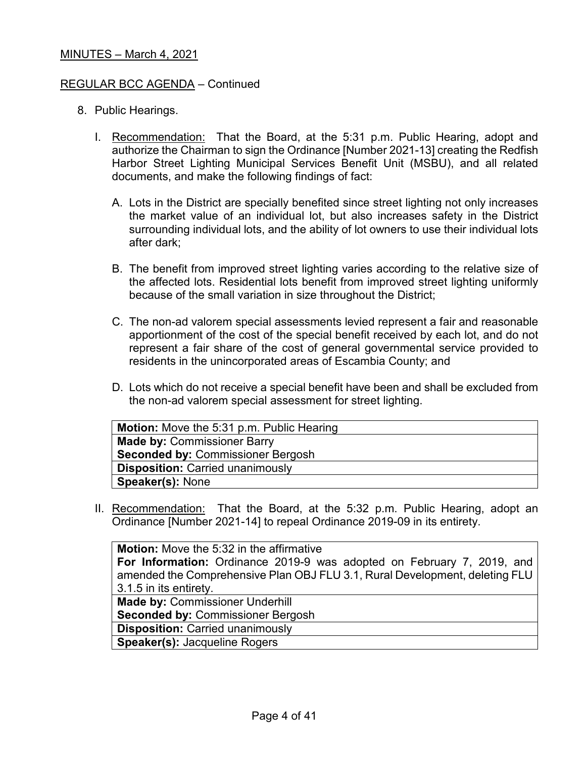MINUTES – March 4, 2021

REGULAR BCC AGENDA – Continued

8. Public Hearings.

   I. Recommendation: That the Board, at the 5:31 p.m. Public Hearing, adopt and authorize the Chairman to sign the Ordinance [Number 2021-13] creating the Redfish Harbor Street Lighting Municipal Services Benefit Unit (MSBU), and all related documents, and make the following findings of fact:

      A. Lots in the District are specially benefited since street lighting not only increases the market value of an individual lot, but also increases safety in the District surrounding individual lots, and the ability of lot owners to use their individual lots after dark;

      B. The benefit from improved street lighting varies according to the relative size of the affected lots. Residential lots benefit from improved street lighting uniformly because of the small variation in size throughout the District;

      C. The non-ad valorem special assessments levied represent a fair and reasonable apportionment of the cost of the special benefit received by each lot, and do not represent a fair share of the cost of general governmental service provided to residents in the unincorporated areas of Escambia County; and

      D. Lots which do not receive a special benefit have been and shall be excluded from the non-ad valorem special assessment for street lighting.

| **Motion:** Move the 5:31 p.m. Public Hearing |
|---|
| **Made by:** Commissioner Barry |
| **Seconded by:** Commissioner Bergosh |
| **Disposition:** Carried unanimously |
| **Speaker(s):** None |

   II. Recommendation: That the Board, at the 5:32 p.m. Public Hearing, adopt an Ordinance [Number 2021-14] to repeal Ordinance 2019-09 in its entirety.

| **Motion:** Move the 5:32 in the affirmative<br>**For Information:** Ordinance 2019-9 was adopted on February 7, 2019, and amended the Comprehensive Plan OBJ FLU 3.1, Rural Development, deleting FLU 3.1.5 in its entirety. |
|---|
| **Made by:** Commissioner Underhill<br>**Seconded by:** Commissioner Bergosh |
| **Disposition:** Carried unanimously |
| **Speaker(s):** Jacqueline Rogers |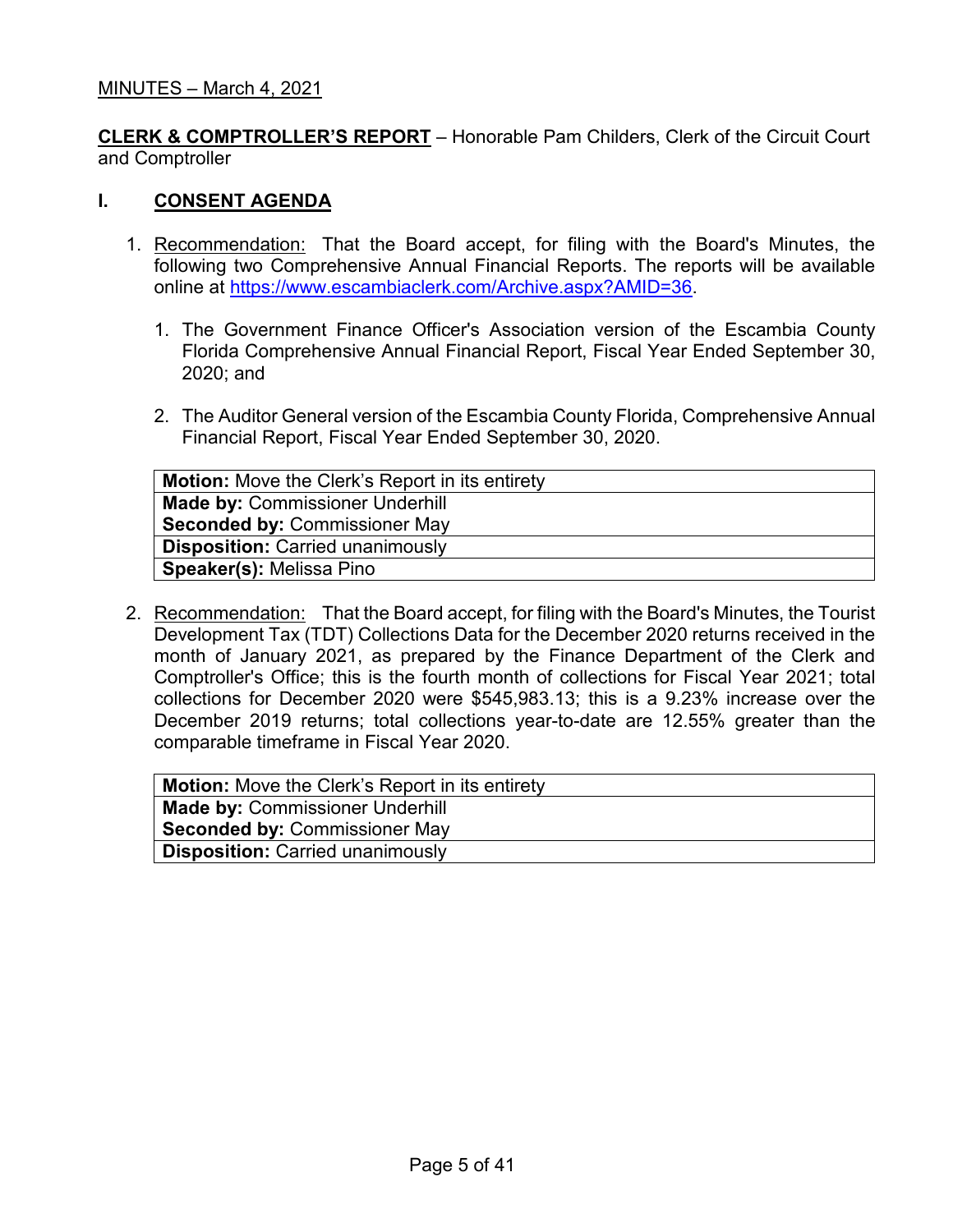MINUTES – March 4, 2021

**CLERK & COMPTROLLER'S REPORT** – Honorable Pam Childers, Clerk of the Circuit Court and Comptroller

## I. CONSENT AGENDA

1. Recommendation: That the Board accept, for filing with the Board's Minutes, the following two Comprehensive Annual Financial Reports. The reports will be available online at https://www.escambiaclerk.com/Archive.aspx?AMID=36.

   1. The Government Finance Officer's Association version of the Escambia County Florida Comprehensive Annual Financial Report, Fiscal Year Ended September 30, 2020; and

   2. The Auditor General version of the Escambia County Florida, Comprehensive Annual Financial Report, Fiscal Year Ended September 30, 2020.

| **Motion:** Move the Clerk's Report in its entirety |
|---|
| **Made by:** Commissioner Underhill<br>**Seconded by:** Commissioner May |
| **Disposition:** Carried unanimously |
| **Speaker(s):** Melissa Pino |

2. Recommendation: That the Board accept, for filing with the Board's Minutes, the Tourist Development Tax (TDT) Collections Data for the December 2020 returns received in the month of January 2021, as prepared by the Finance Department of the Clerk and Comptroller's Office; this is the fourth month of collections for Fiscal Year 2021; total collections for December 2020 were $545,983.13; this is a 9.23% increase over the December 2019 returns; total collections year-to-date are 12.55% greater than the comparable timeframe in Fiscal Year 2020.

| **Motion:** Move the Clerk's Report in its entirety |
|---|
| **Made by:** Commissioner Underhill<br>**Seconded by:** Commissioner May |
| **Disposition:** Carried unanimously |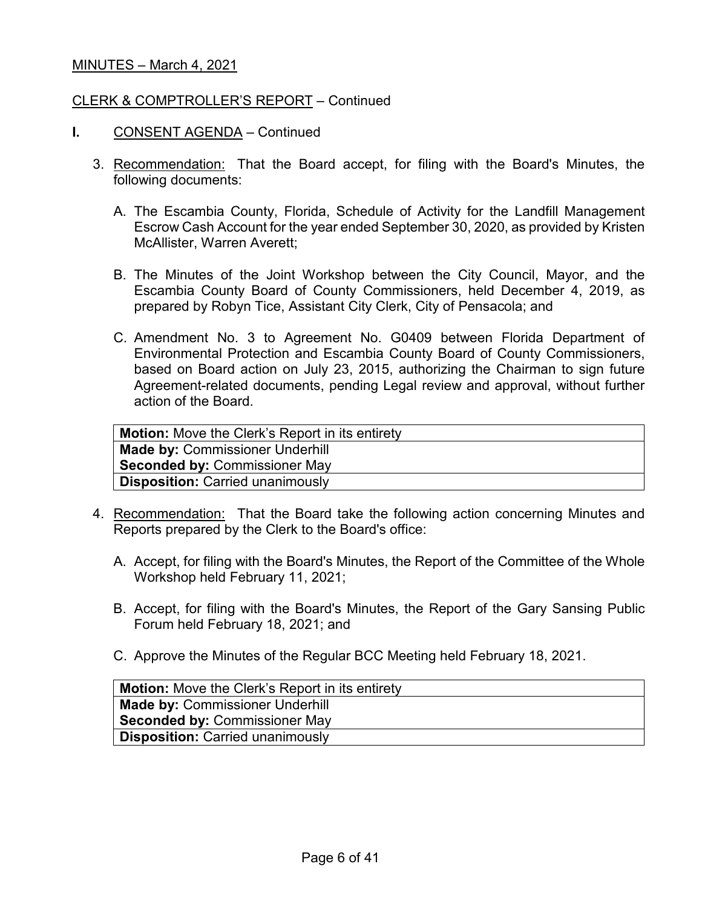MINUTES – March 4, 2021

CLERK & COMPTROLLER'S REPORT – Continued

**I.** CONSENT AGENDA – Continued

3. Recommendation: That the Board accept, for filing with the Board's Minutes, the following documents:

   A. The Escambia County, Florida, Schedule of Activity for the Landfill Management Escrow Cash Account for the year ended September 30, 2020, as provided by Kristen McAllister, Warren Averett;

   B. The Minutes of the Joint Workshop between the City Council, Mayor, and the Escambia County Board of County Commissioners, held December 4, 2019, as prepared by Robyn Tice, Assistant City Clerk, City of Pensacola; and

   C. Amendment No. 3 to Agreement No. G0409 between Florida Department of Environmental Protection and Escambia County Board of County Commissioners, based on Board action on July 23, 2015, authorizing the Chairman to sign future Agreement-related documents, pending Legal review and approval, without further action of the Board.

| **Motion:** Move the Clerk's Report in its entirety |
|---|
| **Made by:** Commissioner Underhill<br>**Seconded by:** Commissioner May |
| **Disposition:** Carried unanimously |

4. Recommendation: That the Board take the following action concerning Minutes and Reports prepared by the Clerk to the Board's office:

   A. Accept, for filing with the Board's Minutes, the Report of the Committee of the Whole Workshop held February 11, 2021;

   B. Accept, for filing with the Board's Minutes, the Report of the Gary Sansing Public Forum held February 18, 2021; and

   C. Approve the Minutes of the Regular BCC Meeting held February 18, 2021.

| **Motion:** Move the Clerk's Report in its entirety |
|---|
| **Made by:** Commissioner Underhill<br>**Seconded by:** Commissioner May |
| **Disposition:** Carried unanimously |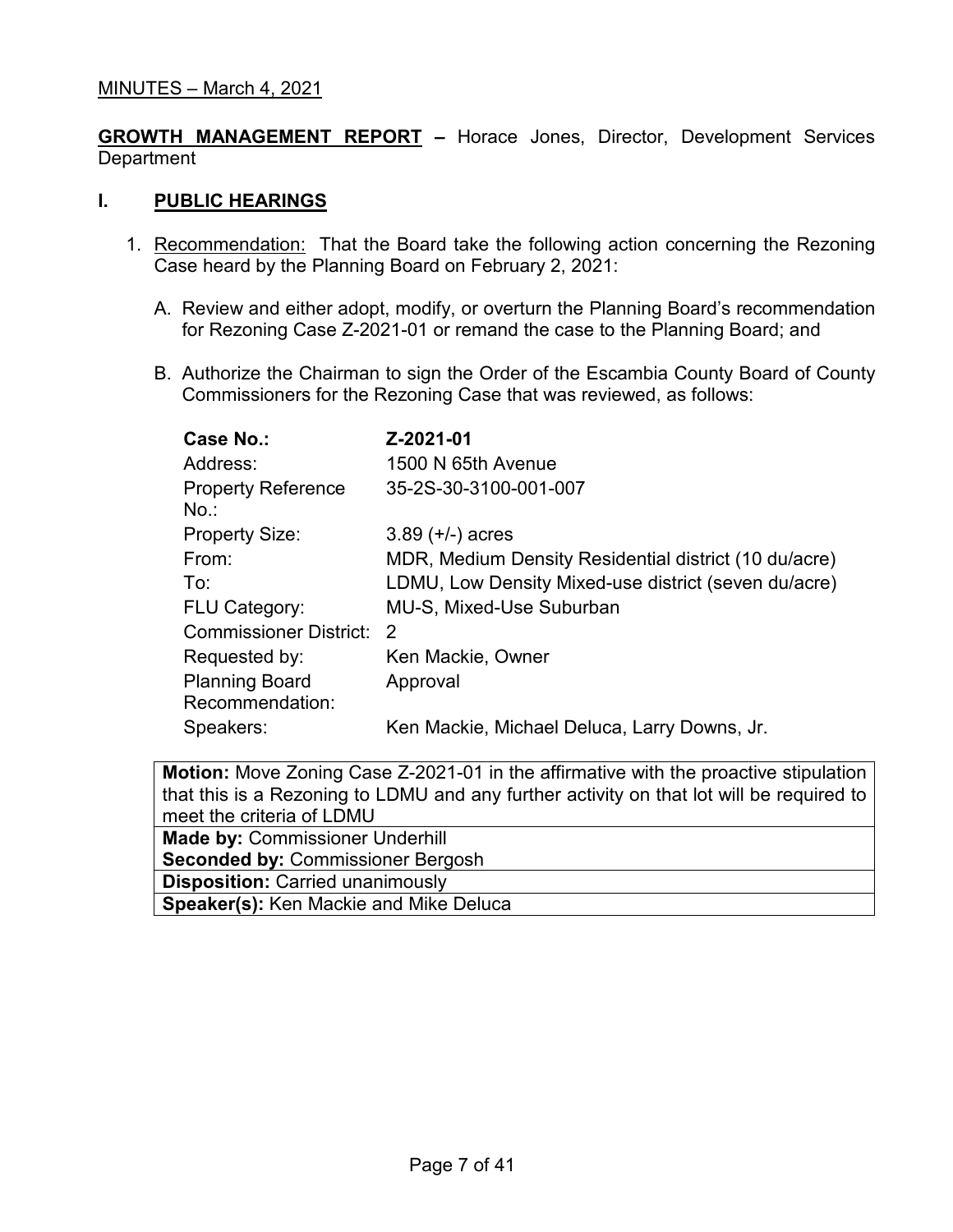MINUTES – March 4, 2021

**GROWTH MANAGEMENT REPORT –** Horace Jones, Director, Development Services Department

## I. PUBLIC HEARINGS

1. Recommendation: That the Board take the following action concerning the Rezoning Case heard by the Planning Board on February 2, 2021:

   A. Review and either adopt, modify, or overturn the Planning Board's recommendation for Rezoning Case Z-2021-01 or remand the case to the Planning Board; and

   B. Authorize the Chairman to sign the Order of the Escambia County Board of County Commissioners for the Rezoning Case that was reviewed, as follows:

| **Case No.:** | **Z-2021-01** |
|---|---|
| Address: | 1500 N 65th Avenue |
| Property Reference No.: | 35-2S-30-3100-001-007 |
| Property Size: | 3.89 (+/-) acres |
| From: | MDR, Medium Density Residential district (10 du/acre) |
| To: | LDMU, Low Density Mixed-use district (seven du/acre) |
| FLU Category: | MU-S, Mixed-Use Suburban |
| Commissioner District: | 2 |
| Requested by: | Ken Mackie, Owner |
| Planning Board Recommendation: | Approval |
| Speakers: | Ken Mackie, Michael Deluca, Larry Downs, Jr. |

| **Motion:** Move Zoning Case Z-2021-01 in the affirmative with the proactive stipulation that this is a Rezoning to LDMU and any further activity on that lot will be required to meet the criteria of LDMU |
|---|
| **Made by:** Commissioner Underhill<br>**Seconded by:** Commissioner Bergosh |
| **Disposition:** Carried unanimously |
| **Speaker(s):** Ken Mackie and Mike Deluca |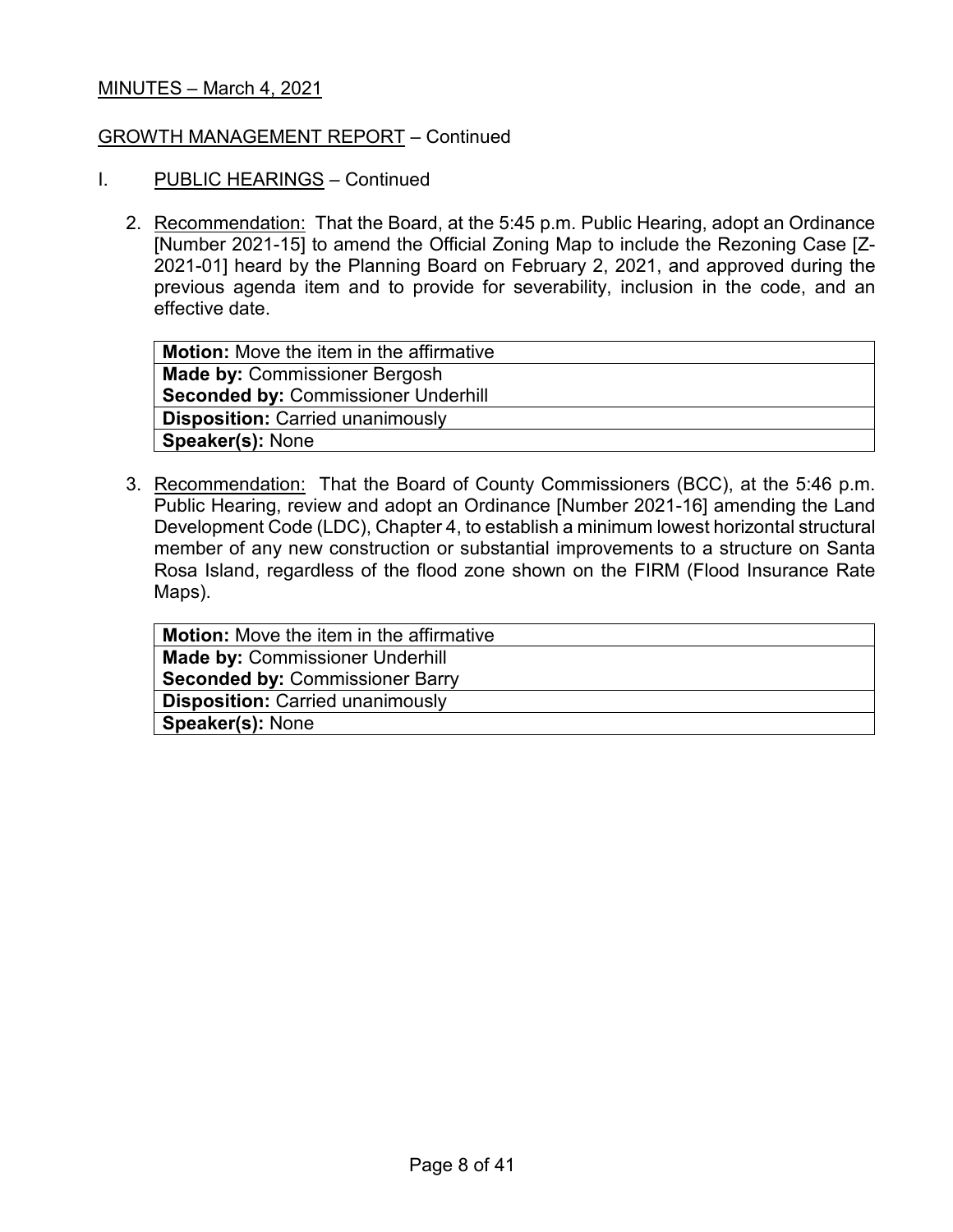MINUTES – March 4, 2021

GROWTH MANAGEMENT REPORT – Continued

I. PUBLIC HEARINGS – Continued

2. Recommendation: That the Board, at the 5:45 p.m. Public Hearing, adopt an Ordinance [Number 2021-15] to amend the Official Zoning Map to include the Rezoning Case [Z-2021-01] heard by the Planning Board on February 2, 2021, and approved during the previous agenda item and to provide for severability, inclusion in the code, and an effective date.

| **Motion:** Move the item in the affirmative |
|---|
| **Made by:** Commissioner Bergosh<br>**Seconded by:** Commissioner Underhill |
| **Disposition:** Carried unanimously |
| **Speaker(s):** None |

3. Recommendation: That the Board of County Commissioners (BCC), at the 5:46 p.m. Public Hearing, review and adopt an Ordinance [Number 2021-16] amending the Land Development Code (LDC), Chapter 4, to establish a minimum lowest horizontal structural member of any new construction or substantial improvements to a structure on Santa Rosa Island, regardless of the flood zone shown on the FIRM (Flood Insurance Rate Maps).

| **Motion:** Move the item in the affirmative |
|---|
| **Made by:** Commissioner Underhill<br>**Seconded by:** Commissioner Barry |
| **Disposition:** Carried unanimously |
| **Speaker(s):** None |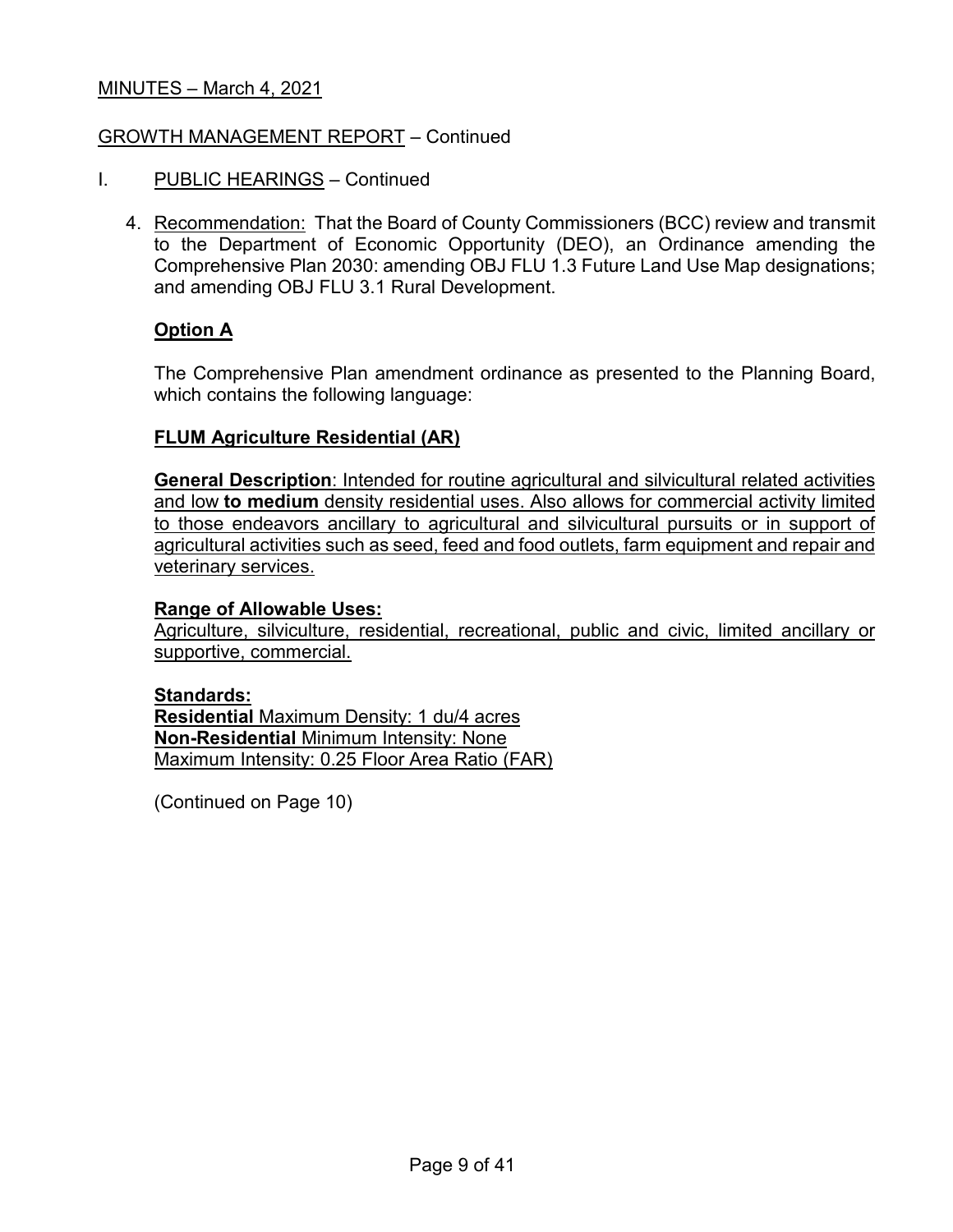MINUTES – March 4, 2021

GROWTH MANAGEMENT REPORT – Continued

I. PUBLIC HEARINGS – Continued

4. Recommendation: That the Board of County Commissioners (BCC) review and transmit to the Department of Economic Opportunity (DEO), an Ordinance amending the Comprehensive Plan 2030: amending OBJ FLU 1.3 Future Land Use Map designations; and amending OBJ FLU 3.1 Rural Development.

   **Option A**

   The Comprehensive Plan amendment ordinance as presented to the Planning Board, which contains the following language:

   **FLUM Agriculture Residential (AR)**

   **General Description**: Intended for routine agricultural and silvicultural related activities and low **to medium** density residential uses. Also allows for commercial activity limited to those endeavors ancillary to agricultural and silvicultural pursuits or in support of agricultural activities such as seed, feed and food outlets, farm equipment and repair and veterinary services.

   **Range of Allowable Uses:**
   Agriculture, silviculture, residential, recreational, public and civic, limited ancillary or supportive, commercial.

   **Standards:**
   **Residential** Maximum Density: 1 du/4 acres
   **Non-Residential** Minimum Intensity: None
   Maximum Intensity: 0.25 Floor Area Ratio (FAR)

   (Continued on Page 10)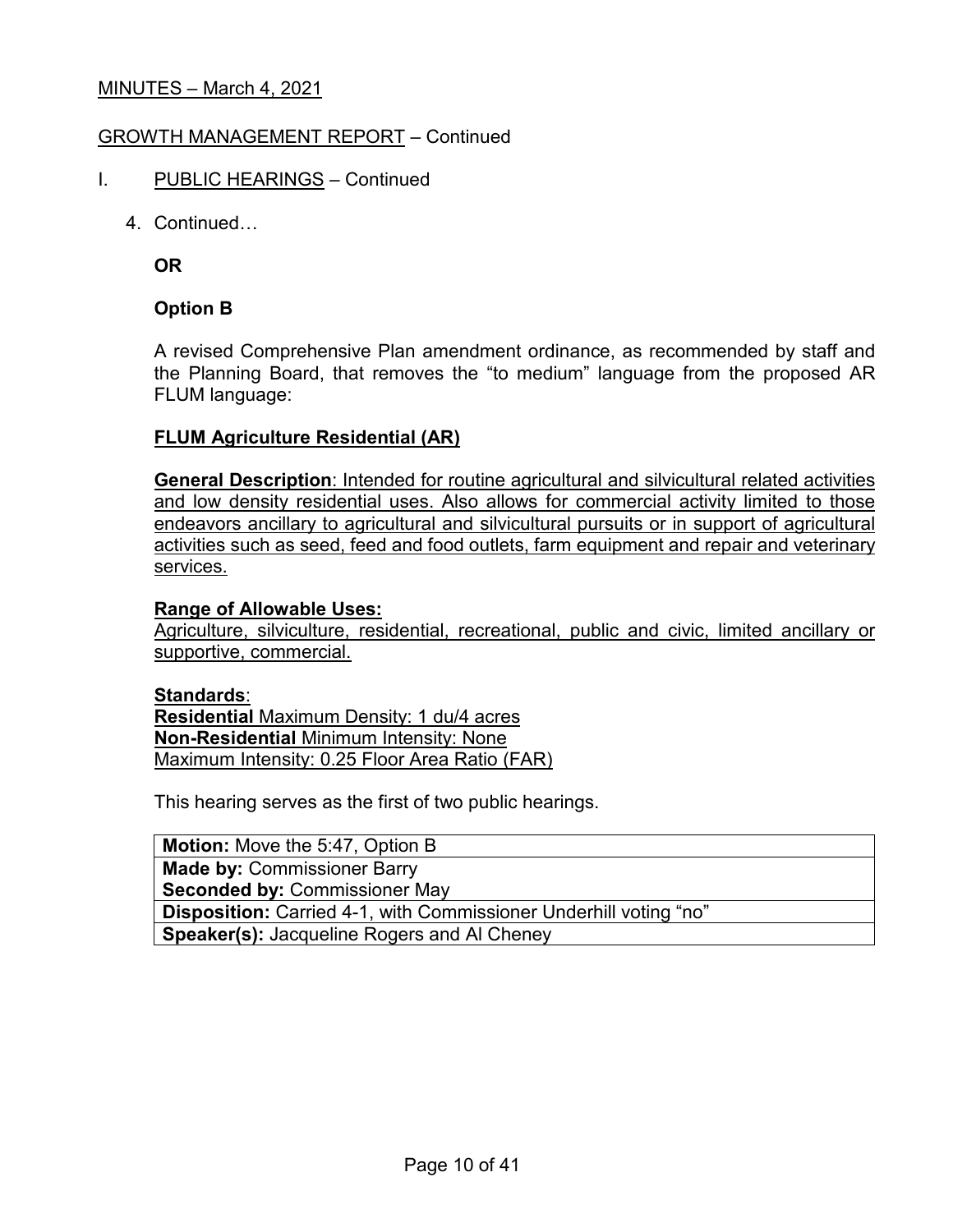MINUTES – March 4, 2021

GROWTH MANAGEMENT REPORT – Continued

I. PUBLIC HEARINGS – Continued

4. Continued…

**OR**

**Option B**

A revised Comprehensive Plan amendment ordinance, as recommended by staff and the Planning Board, that removes the "to medium" language from the proposed AR FLUM language:

**FLUM Agriculture Residential (AR)**

**General Description**: Intended for routine agricultural and silvicultural related activities and low density residential uses. Also allows for commercial activity limited to those endeavors ancillary to agricultural and silvicultural pursuits or in support of agricultural activities such as seed, feed and food outlets, farm equipment and repair and veterinary services.

**Range of Allowable Uses:**
Agriculture, silviculture, residential, recreational, public and civic, limited ancillary or supportive, commercial.

**Standards**:
**Residential** Maximum Density: 1 du/4 acres
**Non-Residential** Minimum Intensity: None
Maximum Intensity: 0.25 Floor Area Ratio (FAR)

This hearing serves as the first of two public hearings.

| **Motion:** Move the 5:47, Option B |
|---|
| **Made by:** Commissioner Barry<br>**Seconded by:** Commissioner May |
| **Disposition:** Carried 4-1, with Commissioner Underhill voting "no" |
| **Speaker(s):** Jacqueline Rogers and Al Cheney |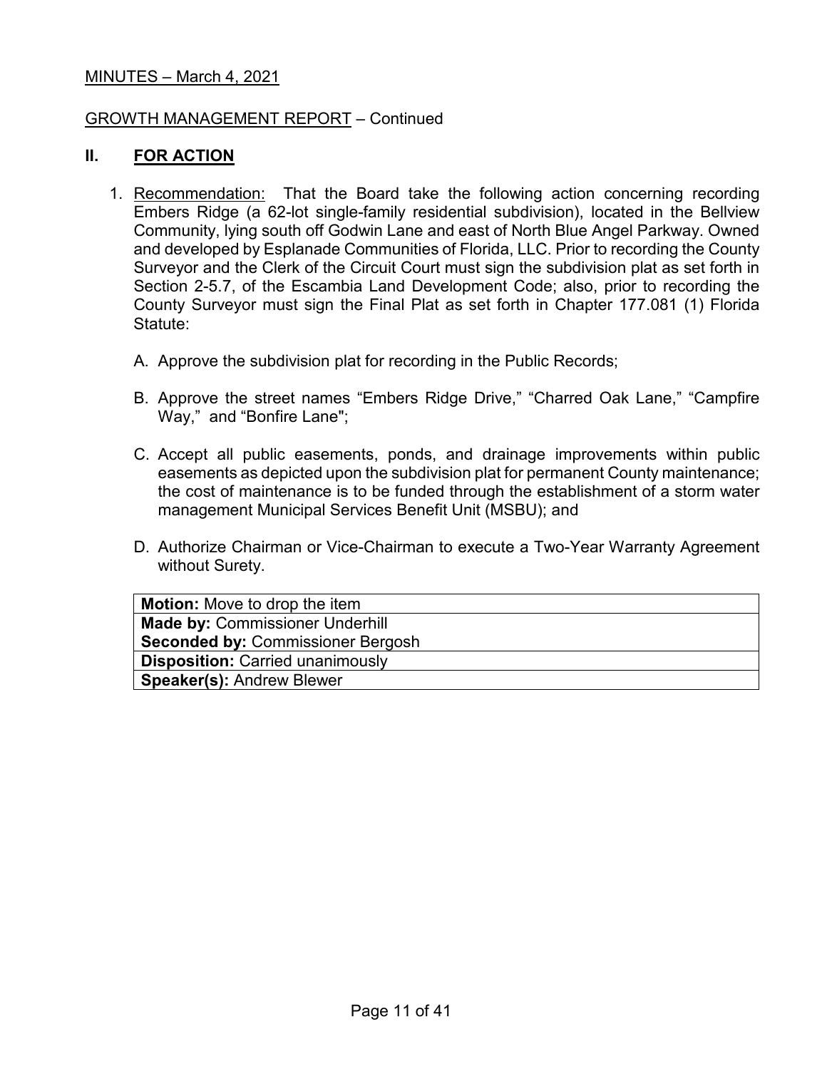MINUTES – March 4, 2021

GROWTH MANAGEMENT REPORT – Continued

## II. FOR ACTION

1. Recommendation: That the Board take the following action concerning recording Embers Ridge (a 62-lot single-family residential subdivision), located in the Bellview Community, lying south off Godwin Lane and east of North Blue Angel Parkway. Owned and developed by Esplanade Communities of Florida, LLC. Prior to recording the County Surveyor and the Clerk of the Circuit Court must sign the subdivision plat as set forth in Section 2-5.7, of the Escambia Land Development Code; also, prior to recording the County Surveyor must sign the Final Plat as set forth in Chapter 177.081 (1) Florida Statute:

   A. Approve the subdivision plat for recording in the Public Records;

   B. Approve the street names "Embers Ridge Drive," "Charred Oak Lane," "Campfire Way," and "Bonfire Lane";

   C. Accept all public easements, ponds, and drainage improvements within public easements as depicted upon the subdivision plat for permanent County maintenance; the cost of maintenance is to be funded through the establishment of a storm water management Municipal Services Benefit Unit (MSBU); and

   D. Authorize Chairman or Vice-Chairman to execute a Two-Year Warranty Agreement without Surety.

| **Motion:** Move to drop the item |
|---|
| **Made by:** Commissioner Underhill |
| **Seconded by:** Commissioner Bergosh |
| **Disposition:** Carried unanimously |
| **Speaker(s):** Andrew Blewer |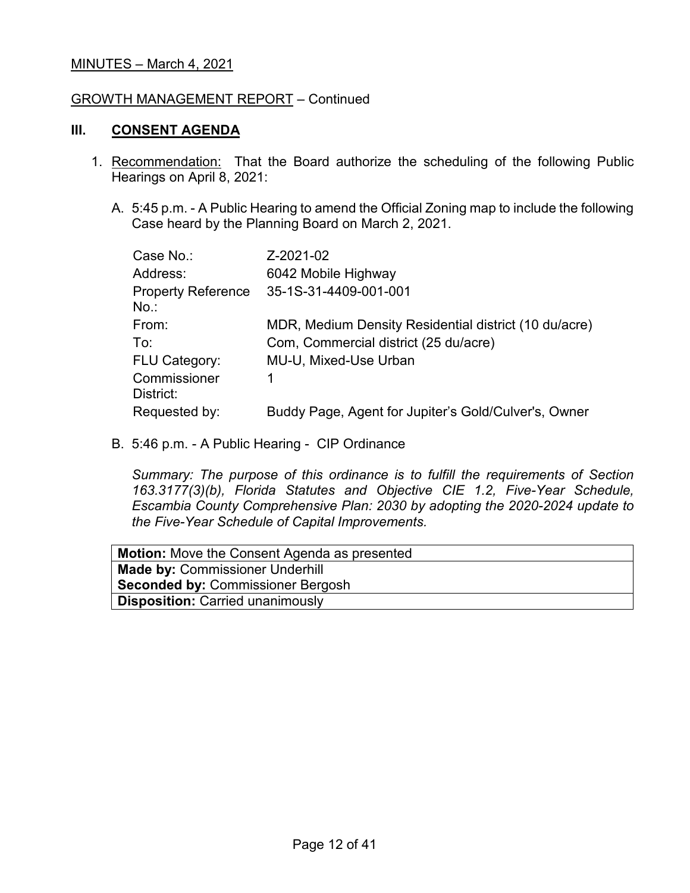MINUTES – March 4, 2021

GROWTH MANAGEMENT REPORT – Continued

## III. CONSENT AGENDA

1. Recommendation: That the Board authorize the scheduling of the following Public Hearings on April 8, 2021:

   A. 5:45 p.m. - A Public Hearing to amend the Official Zoning map to include the following Case heard by the Planning Board on March 2, 2021.

   | | |
   |---|---|
   | Case No.: | Z-2021-02 |
   | Address: | 6042 Mobile Highway |
   | Property Reference No.: | 35-1S-31-4409-001-001 |
   | From: | MDR, Medium Density Residential district (10 du/acre) |
   | To: | Com, Commercial district (25 du/acre) |
   | FLU Category: | MU-U, Mixed-Use Urban |
   | Commissioner District: | 1 |
   | Requested by: | Buddy Page, Agent for Jupiter's Gold/Culver's, Owner |

   B. 5:46 p.m. - A Public Hearing - CIP Ordinance

   *Summary: The purpose of this ordinance is to fulfill the requirements of Section 163.3177(3)(b), Florida Statutes and Objective CIE 1.2, Five-Year Schedule, Escambia County Comprehensive Plan: 2030 by adopting the 2020-2024 update to the Five-Year Schedule of Capital Improvements.*

| **Motion:** Move the Consent Agenda as presented |
|---|
| **Made by:** Commissioner Underhill |
| **Seconded by:** Commissioner Bergosh |
| **Disposition:** Carried unanimously |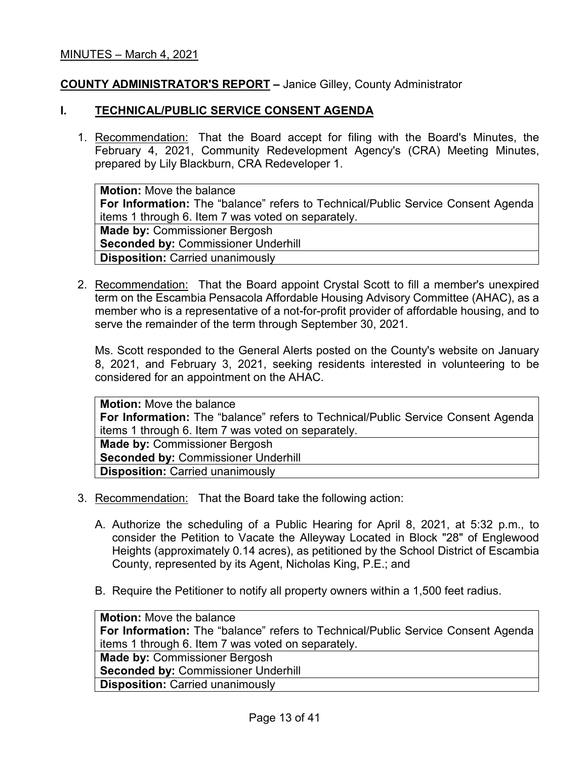MINUTES – March 4, 2021

**COUNTY ADMINISTRATOR'S REPORT –** Janice Gilley, County Administrator

## I. TECHNICAL/PUBLIC SERVICE CONSENT AGENDA

1. Recommendation: That the Board accept for filing with the Board's Minutes, the February 4, 2021, Community Redevelopment Agency's (CRA) Meeting Minutes, prepared by Lily Blackburn, CRA Redeveloper 1.

| |
|---|
| **Motion:** Move the balance<br>**For Information:** The "balance" refers to Technical/Public Service Consent Agenda items 1 through 6. Item 7 was voted on separately. |
| **Made by:** Commissioner Bergosh<br>**Seconded by:** Commissioner Underhill |
| **Disposition:** Carried unanimously |

2. Recommendation: That the Board appoint Crystal Scott to fill a member's unexpired term on the Escambia Pensacola Affordable Housing Advisory Committee (AHAC), as a member who is a representative of a not-for-profit provider of affordable housing, and to serve the remainder of the term through September 30, 2021.

   Ms. Scott responded to the General Alerts posted on the County's website on January 8, 2021, and February 3, 2021, seeking residents interested in volunteering to be considered for an appointment on the AHAC.

| |
|---|
| **Motion:** Move the balance<br>**For Information:** The "balance" refers to Technical/Public Service Consent Agenda items 1 through 6. Item 7 was voted on separately. |
| **Made by:** Commissioner Bergosh<br>**Seconded by:** Commissioner Underhill |
| **Disposition:** Carried unanimously |

3. Recommendation: That the Board take the following action:

   A. Authorize the scheduling of a Public Hearing for April 8, 2021, at 5:32 p.m., to consider the Petition to Vacate the Alleyway Located in Block "28" of Englewood Heights (approximately 0.14 acres), as petitioned by the School District of Escambia County, represented by its Agent, Nicholas King, P.E.; and

   B. Require the Petitioner to notify all property owners within a 1,500 feet radius.

| |
|---|
| **Motion:** Move the balance<br>**For Information:** The "balance" refers to Technical/Public Service Consent Agenda items 1 through 6. Item 7 was voted on separately. |
| **Made by:** Commissioner Bergosh<br>**Seconded by:** Commissioner Underhill |
| **Disposition:** Carried unanimously |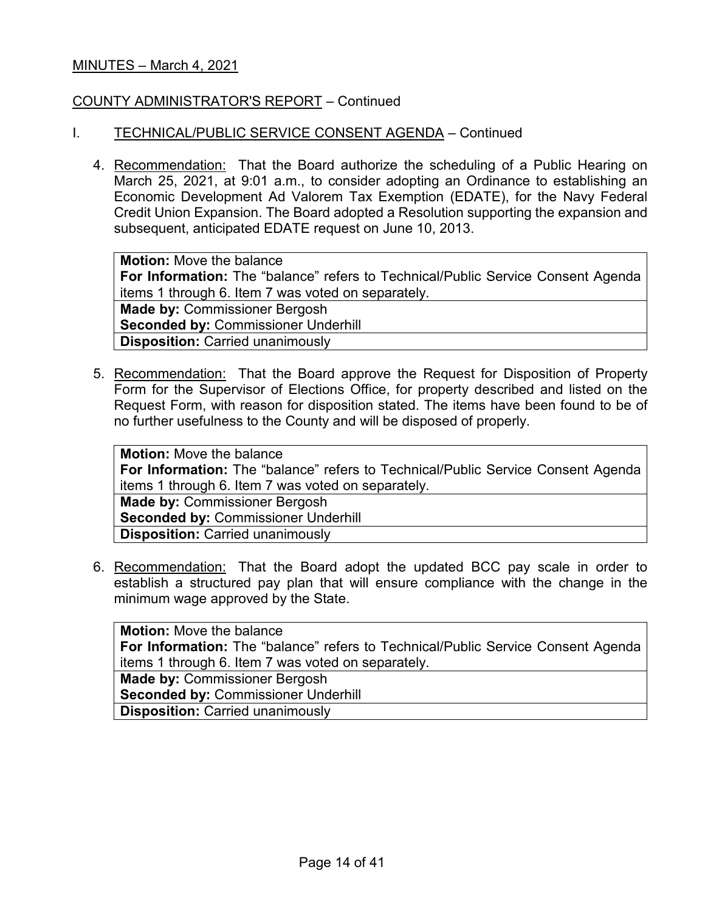MINUTES – March 4, 2021

COUNTY ADMINISTRATOR'S REPORT – Continued

I. TECHNICAL/PUBLIC SERVICE CONSENT AGENDA – Continued

4. Recommendation: That the Board authorize the scheduling of a Public Hearing on March 25, 2021, at 9:01 a.m., to consider adopting an Ordinance to establishing an Economic Development Ad Valorem Tax Exemption (EDATE), for the Navy Federal Credit Union Expansion. The Board adopted a Resolution supporting the expansion and subsequent, anticipated EDATE request on June 10, 2013.

| **Motion:** Move the balance<br>**For Information:** The "balance" refers to Technical/Public Service Consent Agenda items 1 through 6. Item 7 was voted on separately. |
|---|
| **Made by:** Commissioner Bergosh<br>**Seconded by:** Commissioner Underhill |
| **Disposition:** Carried unanimously |

5. Recommendation: That the Board approve the Request for Disposition of Property Form for the Supervisor of Elections Office, for property described and listed on the Request Form, with reason for disposition stated. The items have been found to be of no further usefulness to the County and will be disposed of properly.

| **Motion:** Move the balance<br>**For Information:** The "balance" refers to Technical/Public Service Consent Agenda items 1 through 6. Item 7 was voted on separately. |
|---|
| **Made by:** Commissioner Bergosh<br>**Seconded by:** Commissioner Underhill |
| **Disposition:** Carried unanimously |

6. Recommendation: That the Board adopt the updated BCC pay scale in order to establish a structured pay plan that will ensure compliance with the change in the minimum wage approved by the State.

| **Motion:** Move the balance<br>**For Information:** The "balance" refers to Technical/Public Service Consent Agenda items 1 through 6. Item 7 was voted on separately. |
|---|
| **Made by:** Commissioner Bergosh<br>**Seconded by:** Commissioner Underhill |
| **Disposition:** Carried unanimously |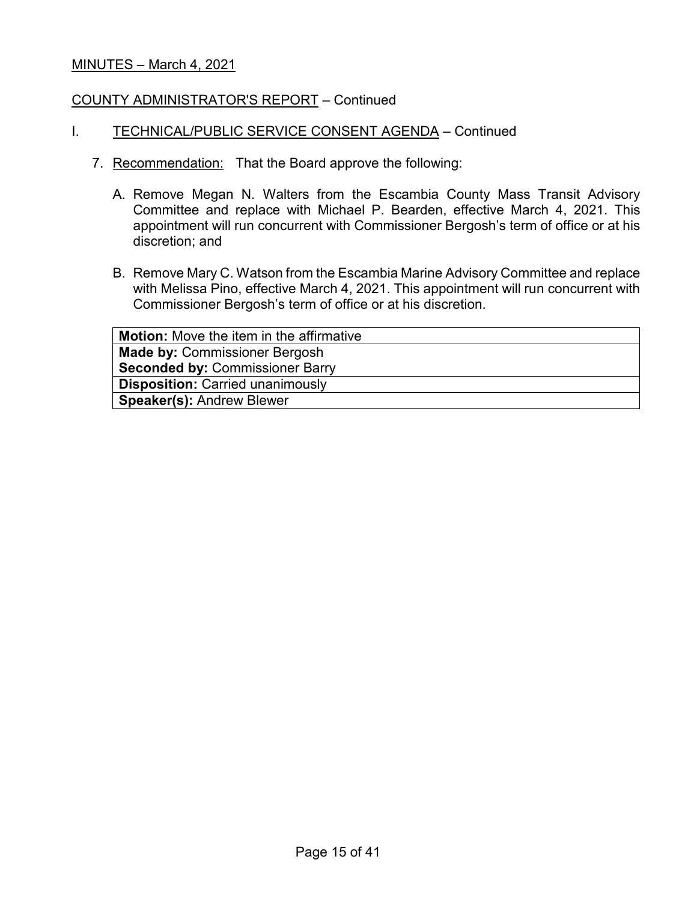MINUTES – March 4, 2021

COUNTY ADMINISTRATOR'S REPORT – Continued

I. TECHNICAL/PUBLIC SERVICE CONSENT AGENDA – Continued

7. Recommendation: That the Board approve the following:

   A. Remove Megan N. Walters from the Escambia County Mass Transit Advisory Committee and replace with Michael P. Bearden, effective March 4, 2021. This appointment will run concurrent with Commissioner Bergosh's term of office or at his discretion; and

   B. Remove Mary C. Watson from the Escambia Marine Advisory Committee and replace with Melissa Pino, effective March 4, 2021. This appointment will run concurrent with Commissioner Bergosh's term of office or at his discretion.

| **Motion:** Move the item in the affirmative |
|---|
| **Made by:** Commissioner Bergosh<br>**Seconded by:** Commissioner Barry |
| **Disposition:** Carried unanimously |
| **Speaker(s):** Andrew Blewer |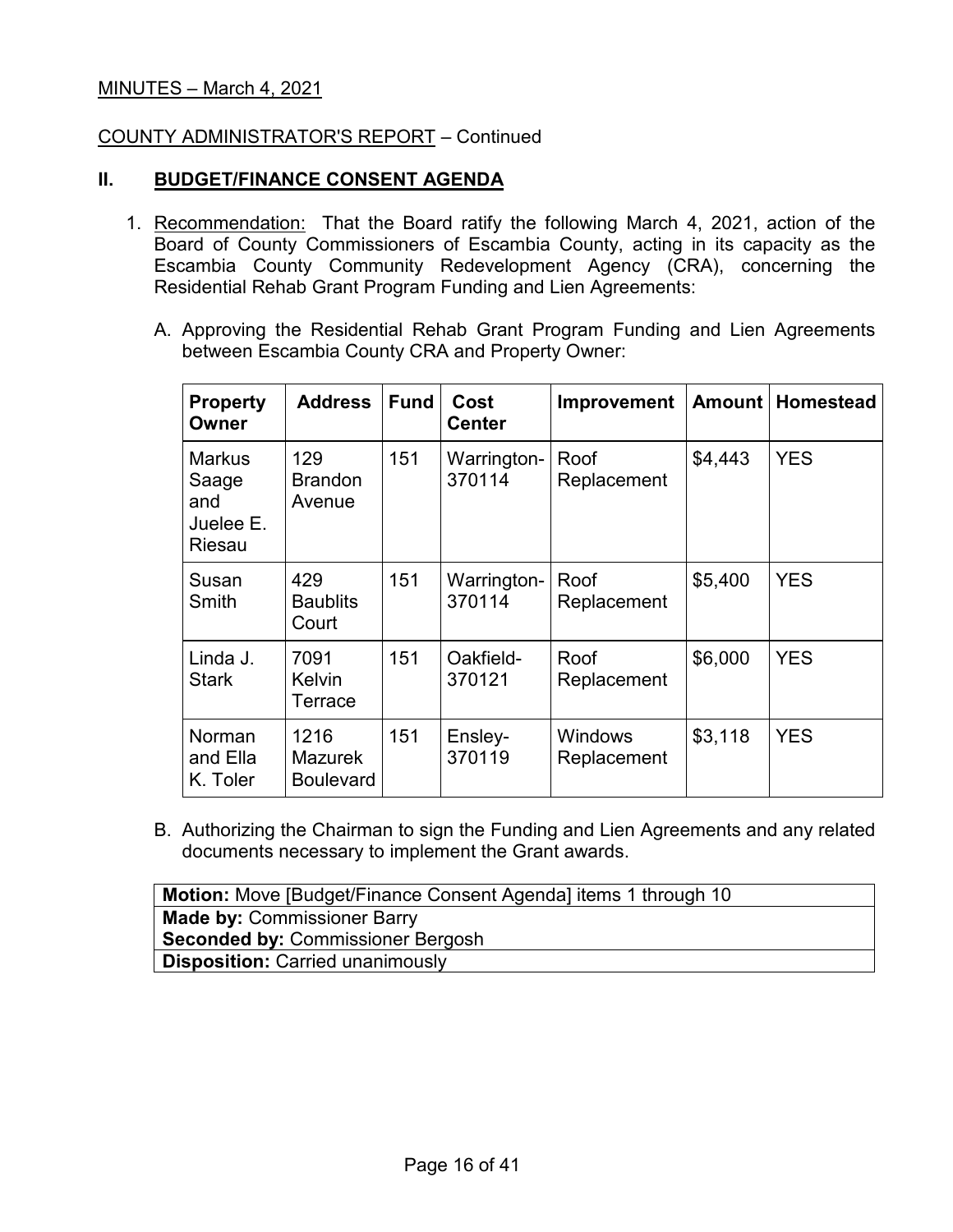MINUTES – March 4, 2021

COUNTY ADMINISTRATOR'S REPORT – Continued

## II. BUDGET/FINANCE CONSENT AGENDA

1. Recommendation: That the Board ratify the following March 4, 2021, action of the Board of County Commissioners of Escambia County, acting in its capacity as the Escambia County Community Redevelopment Agency (CRA), concerning the Residential Rehab Grant Program Funding and Lien Agreements:

   A. Approving the Residential Rehab Grant Program Funding and Lien Agreements between Escambia County CRA and Property Owner:

| Property Owner | Address | Fund | Cost Center | Improvement | Amount | Homestead |
|---|---|---|---|---|---|---|
| Markus Saage and Juelee E. Riesau | 129 Brandon Avenue | 151 | Warrington-370114 | Roof Replacement | $4,443 | YES |
| Susan Smith | 429 Baublits Court | 151 | Warrington-370114 | Roof Replacement | $5,400 | YES |
| Linda J. Stark | 7091 Kelvin Terrace | 151 | Oakfield-370121 | Roof Replacement | $6,000 | YES |
| Norman and Ella K. Toler | 1216 Mazurek Boulevard | 151 | Ensley-370119 | Windows Replacement | $3,118 | YES |

   B. Authorizing the Chairman to sign the Funding and Lien Agreements and any related documents necessary to implement the Grant awards.

| **Motion:** Move [Budget/Finance Consent Agenda] items 1 through 10 |
|---|
| **Made by:** Commissioner Barry<br>**Seconded by:** Commissioner Bergosh |
| **Disposition:** Carried unanimously |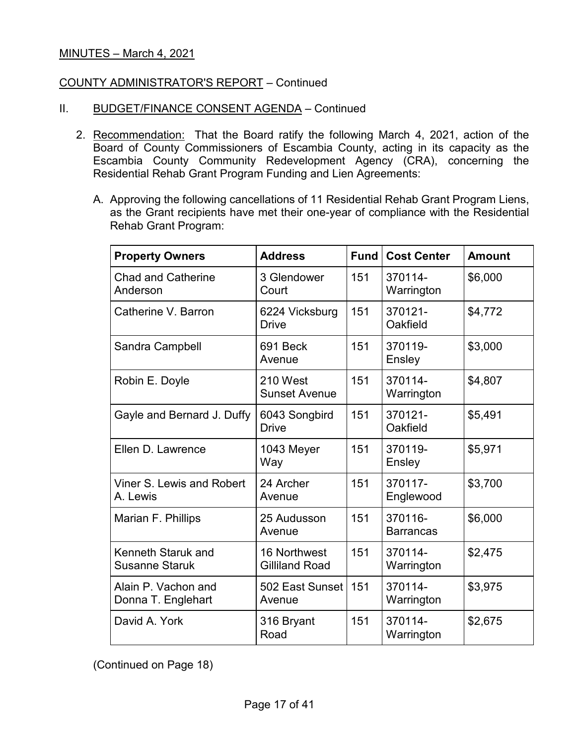MINUTES – March 4, 2021

COUNTY ADMINISTRATOR'S REPORT – Continued

II. BUDGET/FINANCE CONSENT AGENDA – Continued

2. Recommendation: That the Board ratify the following March 4, 2021, action of the Board of County Commissioners of Escambia County, acting in its capacity as the Escambia County Community Redevelopment Agency (CRA), concerning the Residential Rehab Grant Program Funding and Lien Agreements:

   A. Approving the following cancellations of 11 Residential Rehab Grant Program Liens, as the Grant recipients have met their one-year of compliance with the Residential Rehab Grant Program:

| Property Owners | Address | Fund | Cost Center | Amount |
|---|---|---|---|---|
| Chad and Catherine Anderson | 3 Glendower Court | 151 | 370114-Warrington | $6,000 |
| Catherine V. Barron | 6224 Vicksburg Drive | 151 | 370121-Oakfield | $4,772 |
| Sandra Campbell | 691 Beck Avenue | 151 | 370119-Ensley | $3,000 |
| Robin E. Doyle | 210 West Sunset Avenue | 151 | 370114-Warrington | $4,807 |
| Gayle and Bernard J. Duffy | 6043 Songbird Drive | 151 | 370121-Oakfield | $5,491 |
| Ellen D. Lawrence | 1043 Meyer Way | 151 | 370119-Ensley | $5,971 |
| Viner S. Lewis and Robert A. Lewis | 24 Archer Avenue | 151 | 370117-Englewood | $3,700 |
| Marian F. Phillips | 25 Audusson Avenue | 151 | 370116-Barrancas | $6,000 |
| Kenneth Staruk and Susanne Staruk | 16 Northwest Gilliland Road | 151 | 370114-Warrington | $2,475 |
| Alain P. Vachon and Donna T. Englehart | 502 East Sunset Avenue | 151 | 370114-Warrington | $3,975 |
| David A. York | 316 Bryant Road | 151 | 370114-Warrington | $2,675 |

(Continued on Page 18)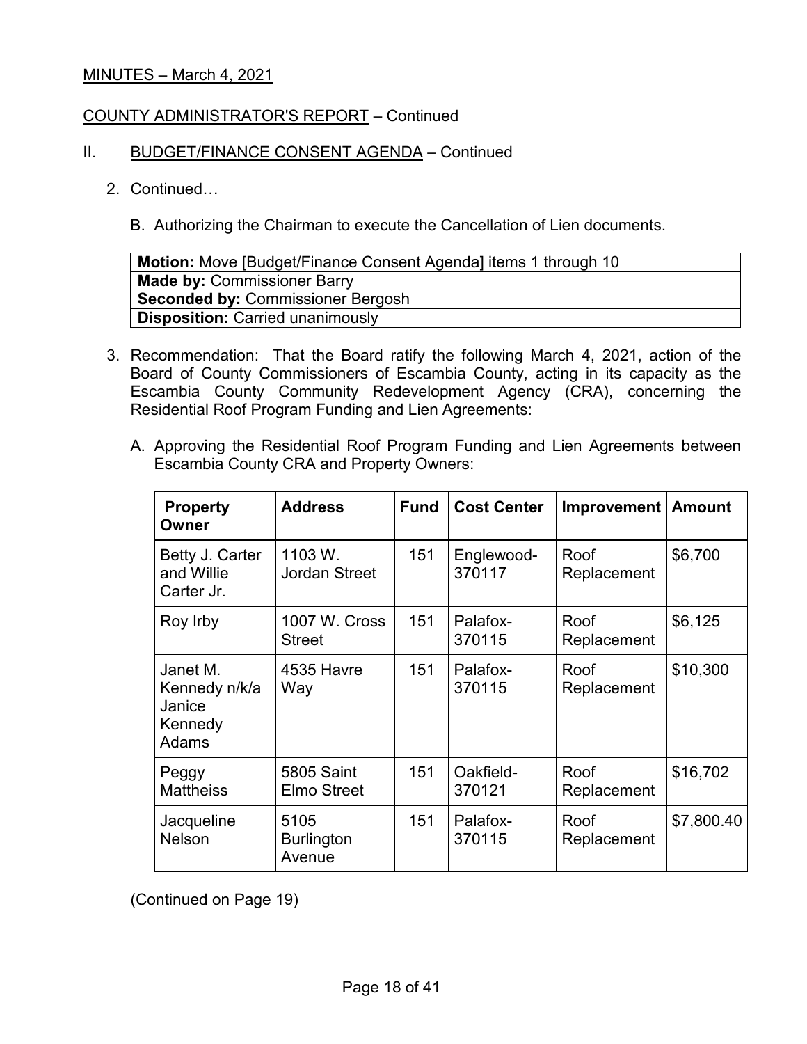MINUTES – March 4, 2021

COUNTY ADMINISTRATOR'S REPORT – Continued

II. BUDGET/FINANCE CONSENT AGENDA – Continued

2. Continued…

   B. Authorizing the Chairman to execute the Cancellation of Lien documents.

| **Motion:** Move [Budget/Finance Consent Agenda] items 1 through 10 |
|---|
| **Made by:** Commissioner Barry<br>**Seconded by:** Commissioner Bergosh |
| **Disposition:** Carried unanimously |

3. Recommendation: That the Board ratify the following March 4, 2021, action of the Board of County Commissioners of Escambia County, acting in its capacity as the Escambia County Community Redevelopment Agency (CRA), concerning the Residential Roof Program Funding and Lien Agreements:

   A. Approving the Residential Roof Program Funding and Lien Agreements between Escambia County CRA and Property Owners:

| Property Owner | Address | Fund | Cost Center | Improvement | Amount |
|---|---|---|---|---|---|
| Betty J. Carter and Willie Carter Jr. | 1103 W. Jordan Street | 151 | Englewood-370117 | Roof Replacement | $6,700 |
| Roy Irby | 1007 W. Cross Street | 151 | Palafox-370115 | Roof Replacement | $6,125 |
| Janet M. Kennedy n/k/a Janice Kennedy Adams | 4535 Havre Way | 151 | Palafox-370115 | Roof Replacement | $10,300 |
| Peggy Mattheiss | 5805 Saint Elmo Street | 151 | Oakfield-370121 | Roof Replacement | $16,702 |
| Jacqueline Nelson | 5105 Burlington Avenue | 151 | Palafox-370115 | Roof Replacement | $7,800.40 |

(Continued on Page 19)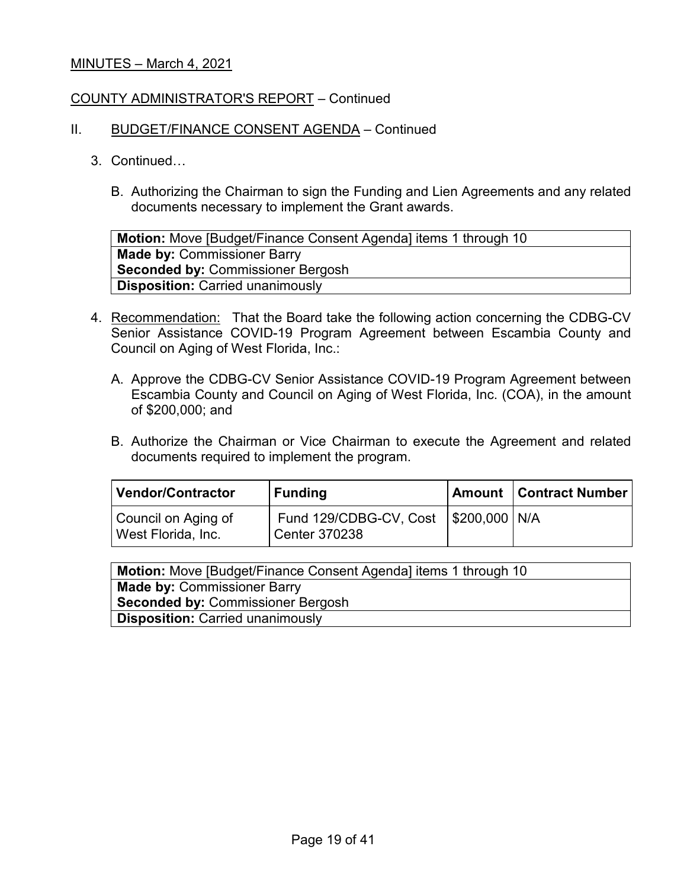MINUTES – March 4, 2021

COUNTY ADMINISTRATOR'S REPORT – Continued

II. BUDGET/FINANCE CONSENT AGENDA – Continued

3. Continued…

   B. Authorizing the Chairman to sign the Funding and Lien Agreements and any related documents necessary to implement the Grant awards.

| **Motion:** Move [Budget/Finance Consent Agenda] items 1 through 10 |
|---|
| **Made by:** Commissioner Barry<br>**Seconded by:** Commissioner Bergosh |
| **Disposition:** Carried unanimously |

4. Recommendation: That the Board take the following action concerning the CDBG-CV Senior Assistance COVID-19 Program Agreement between Escambia County and Council on Aging of West Florida, Inc.:

   A. Approve the CDBG-CV Senior Assistance COVID-19 Program Agreement between Escambia County and Council on Aging of West Florida, Inc. (COA), in the amount of $200,000; and

   B. Authorize the Chairman or Vice Chairman to execute the Agreement and related documents required to implement the program.

| Vendor/Contractor | Funding | Amount | Contract Number |
|---|---|---|---|
| Council on Aging of West Florida, Inc. | Fund 129/CDBG-CV, Cost Center 370238 | $200,000 | N/A |

| **Motion:** Move [Budget/Finance Consent Agenda] items 1 through 10 |
|---|
| **Made by:** Commissioner Barry<br>**Seconded by:** Commissioner Bergosh |
| **Disposition:** Carried unanimously |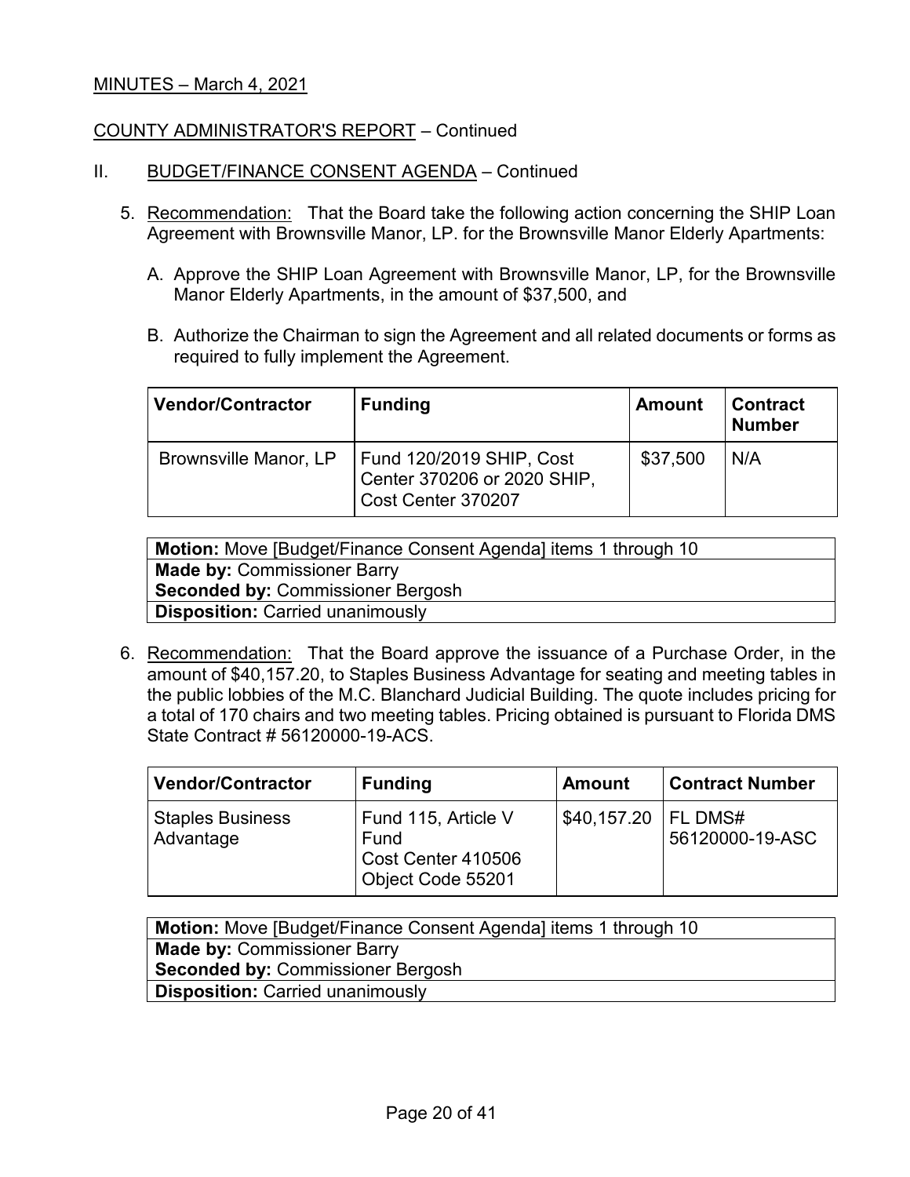MINUTES – March 4, 2021

COUNTY ADMINISTRATOR'S REPORT – Continued

II. BUDGET/FINANCE CONSENT AGENDA – Continued

5. Recommendation: That the Board take the following action concerning the SHIP Loan Agreement with Brownsville Manor, LP. for the Brownsville Manor Elderly Apartments:

   A. Approve the SHIP Loan Agreement with Brownsville Manor, LP, for the Brownsville Manor Elderly Apartments, in the amount of $37,500, and

   B. Authorize the Chairman to sign the Agreement and all related documents or forms as required to fully implement the Agreement.

| Vendor/Contractor | Funding | Amount | Contract Number |
|---|---|---|---|
| Brownsville Manor, LP | Fund 120/2019 SHIP, Cost Center 370206 or 2020 SHIP, Cost Center 370207 | $37,500 | N/A |

| **Motion:** Move [Budget/Finance Consent Agenda] items 1 through 10 |
|---|
| **Made by:** Commissioner Barry<br>**Seconded by:** Commissioner Bergosh |
| **Disposition:** Carried unanimously |

6. Recommendation: That the Board approve the issuance of a Purchase Order, in the amount of $40,157.20, to Staples Business Advantage for seating and meeting tables in the public lobbies of the M.C. Blanchard Judicial Building. The quote includes pricing for a total of 170 chairs and two meeting tables. Pricing obtained is pursuant to Florida DMS State Contract # 56120000-19-ACS.

| Vendor/Contractor | Funding | Amount | Contract Number |
|---|---|---|---|
| Staples Business Advantage | Fund 115, Article V Fund Cost Center 410506 Object Code 55201 | $40,157.20 | FL DMS# 56120000-19-ASC |

| **Motion:** Move [Budget/Finance Consent Agenda] items 1 through 10 |
|---|
| **Made by:** Commissioner Barry<br>**Seconded by:** Commissioner Bergosh |
| **Disposition:** Carried unanimously |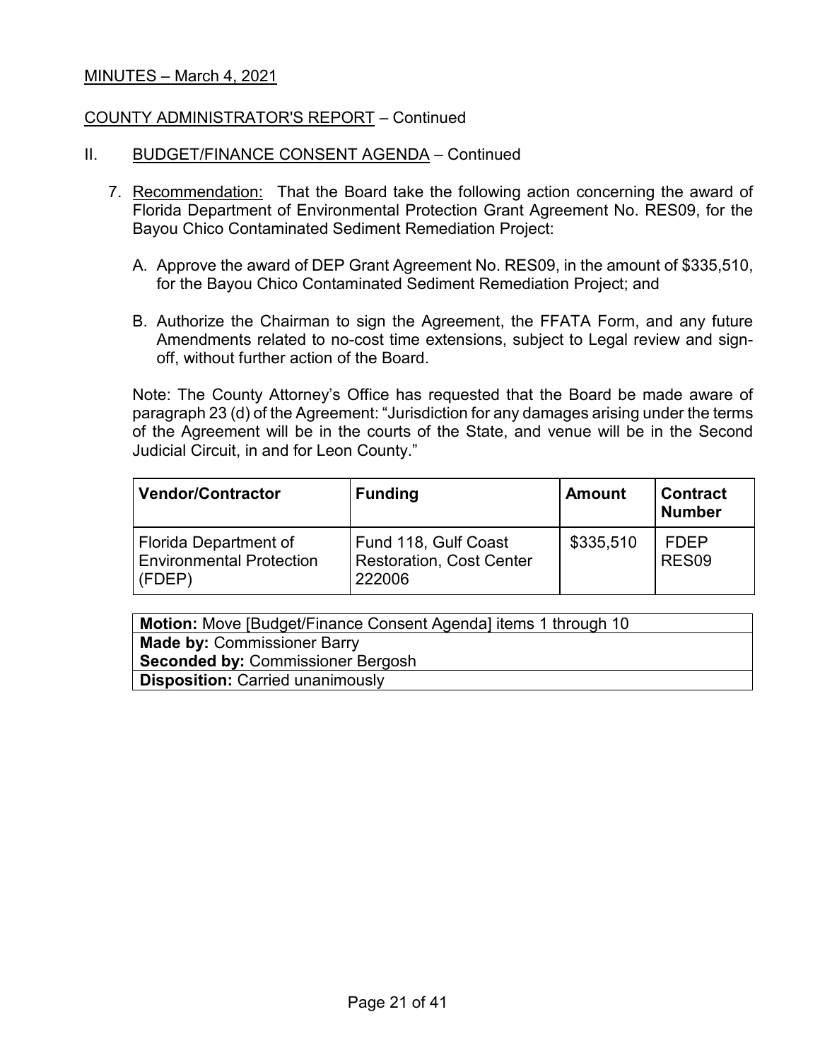MINUTES – March 4, 2021

COUNTY ADMINISTRATOR'S REPORT – Continued

II. BUDGET/FINANCE CONSENT AGENDA – Continued

7. Recommendation: That the Board take the following action concerning the award of Florida Department of Environmental Protection Grant Agreement No. RES09, for the Bayou Chico Contaminated Sediment Remediation Project:

   A. Approve the award of DEP Grant Agreement No. RES09, in the amount of $335,510, for the Bayou Chico Contaminated Sediment Remediation Project; and

   B. Authorize the Chairman to sign the Agreement, the FFATA Form, and any future Amendments related to no-cost time extensions, subject to Legal review and sign-off, without further action of the Board.

   Note: The County Attorney's Office has requested that the Board be made aware of paragraph 23 (d) of the Agreement: "Jurisdiction for any damages arising under the terms of the Agreement will be in the courts of the State, and venue will be in the Second Judicial Circuit, in and for Leon County."

| Vendor/Contractor | Funding | Amount | Contract Number |
|---|---|---|---|
| Florida Department of Environmental Protection (FDEP) | Fund 118, Gulf Coast Restoration, Cost Center 222006 | $335,510 | FDEP RES09 |

| **Motion:** Move [Budget/Finance Consent Agenda] items 1 through 10 |
|---|
| **Made by:** Commissioner Barry<br>**Seconded by:** Commissioner Bergosh |
| **Disposition:** Carried unanimously |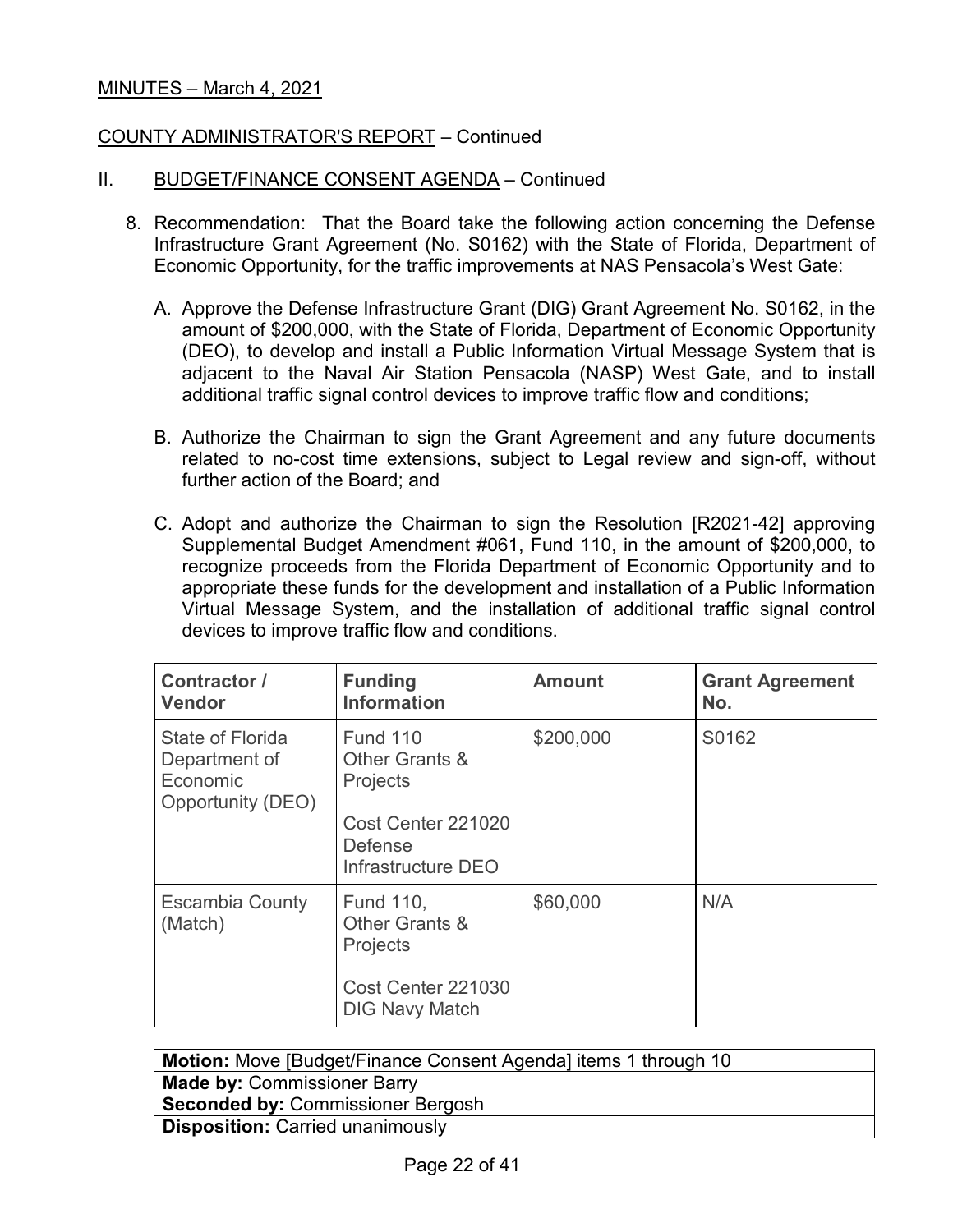MINUTES – March 4, 2021

COUNTY ADMINISTRATOR'S REPORT – Continued

II. BUDGET/FINANCE CONSENT AGENDA – Continued

8. Recommendation: That the Board take the following action concerning the Defense Infrastructure Grant Agreement (No. S0162) with the State of Florida, Department of Economic Opportunity, for the traffic improvements at NAS Pensacola's West Gate:

   A. Approve the Defense Infrastructure Grant (DIG) Grant Agreement No. S0162, in the amount of $200,000, with the State of Florida, Department of Economic Opportunity (DEO), to develop and install a Public Information Virtual Message System that is adjacent to the Naval Air Station Pensacola (NASP) West Gate, and to install additional traffic signal control devices to improve traffic flow and conditions;

   B. Authorize the Chairman to sign the Grant Agreement and any future documents related to no-cost time extensions, subject to Legal review and sign-off, without further action of the Board; and

   C. Adopt and authorize the Chairman to sign the Resolution [R2021-42] approving Supplemental Budget Amendment #061, Fund 110, in the amount of $200,000, to recognize proceeds from the Florida Department of Economic Opportunity and to appropriate these funds for the development and installation of a Public Information Virtual Message System, and the installation of additional traffic signal control devices to improve traffic flow and conditions.

| Contractor / Vendor | Funding Information | Amount | Grant Agreement No. |
|---|---|---|---|
| State of Florida Department of Economic Opportunity (DEO) | Fund 110 Other Grants & Projects<br><br>Cost Center 221020 Defense Infrastructure DEO | $200,000 | S0162 |
| Escambia County (Match) | Fund 110, Other Grants & Projects<br><br>Cost Center 221030 DIG Navy Match | $60,000 | N/A |

| **Motion:** Move [Budget/Finance Consent Agenda] items 1 through 10 |
|---|
| **Made by:** Commissioner Barry |
| **Seconded by:** Commissioner Bergosh |
| **Disposition:** Carried unanimously |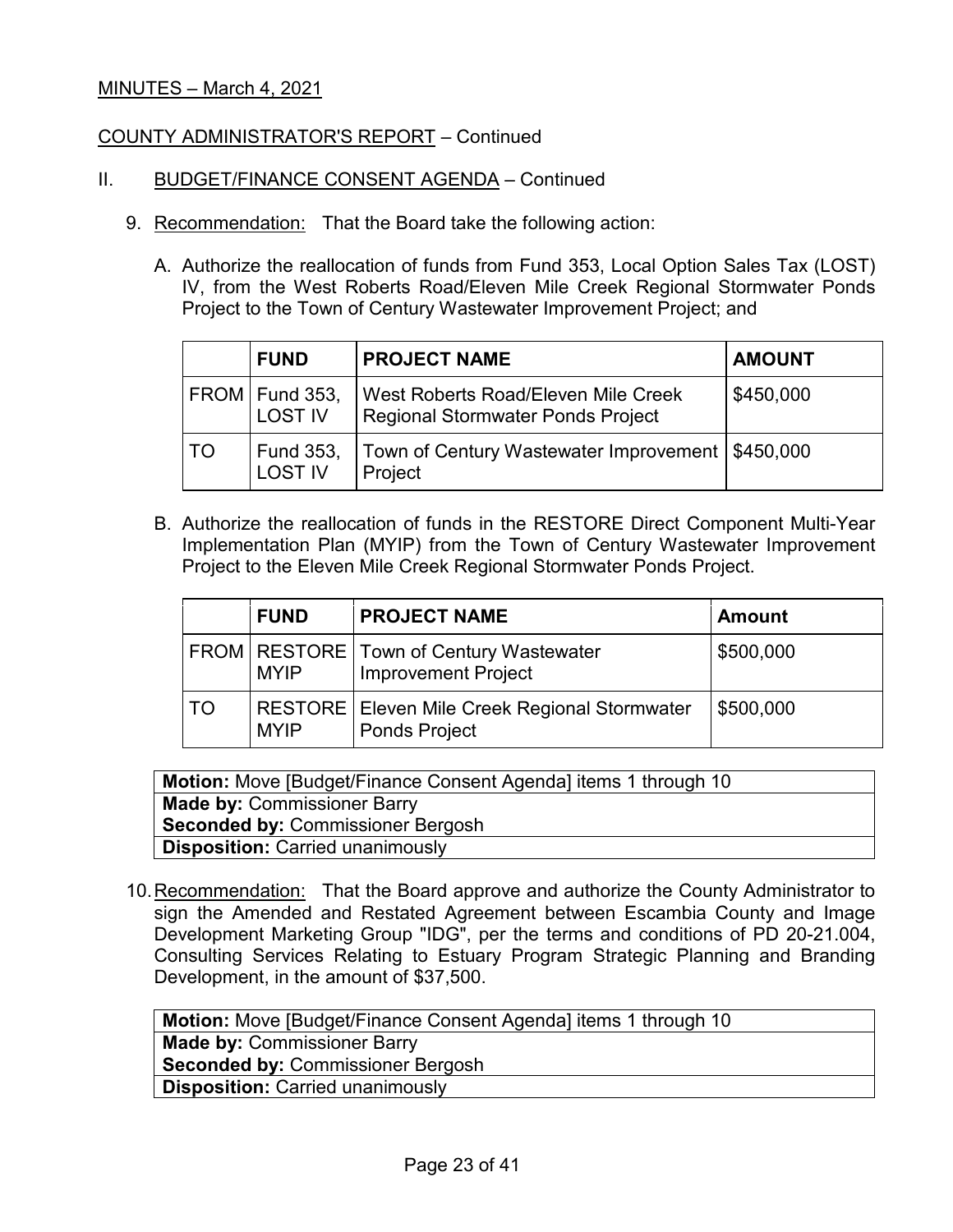MINUTES – March 4, 2021

COUNTY ADMINISTRATOR'S REPORT – Continued

II. BUDGET/FINANCE CONSENT AGENDA – Continued

9. Recommendation: That the Board take the following action:

   A. Authorize the reallocation of funds from Fund 353, Local Option Sales Tax (LOST) IV, from the West Roberts Road/Eleven Mile Creek Regional Stormwater Ponds Project to the Town of Century Wastewater Improvement Project; and

| | FUND | PROJECT NAME | AMOUNT |
|---|---|---|---|
| FROM | Fund 353, LOST IV | West Roberts Road/Eleven Mile Creek Regional Stormwater Ponds Project | \$450,000 |
| TO | Fund 353, LOST IV | Town of Century Wastewater Improvement Project | \$450,000 |

   B. Authorize the reallocation of funds in the RESTORE Direct Component Multi-Year Implementation Plan (MYIP) from the Town of Century Wastewater Improvement Project to the Eleven Mile Creek Regional Stormwater Ponds Project.

| | FUND | PROJECT NAME | Amount |
|---|---|---|---|
| FROM | RESTORE MYIP | Town of Century Wastewater Improvement Project | \$500,000 |
| TO | RESTORE MYIP | Eleven Mile Creek Regional Stormwater Ponds Project | \$500,000 |

| **Motion:** Move [Budget/Finance Consent Agenda] items 1 through 10 |
|---|
| **Made by:** Commissioner Barry<br>**Seconded by:** Commissioner Bergosh |
| **Disposition:** Carried unanimously |

10. Recommendation: That the Board approve and authorize the County Administrator to sign the Amended and Restated Agreement between Escambia County and Image Development Marketing Group "IDG", per the terms and conditions of PD 20-21.004, Consulting Services Relating to Estuary Program Strategic Planning and Branding Development, in the amount of \$37,500.

| **Motion:** Move [Budget/Finance Consent Agenda] items 1 through 10 |
|---|
| **Made by:** Commissioner Barry<br>**Seconded by:** Commissioner Bergosh |
| **Disposition:** Carried unanimously |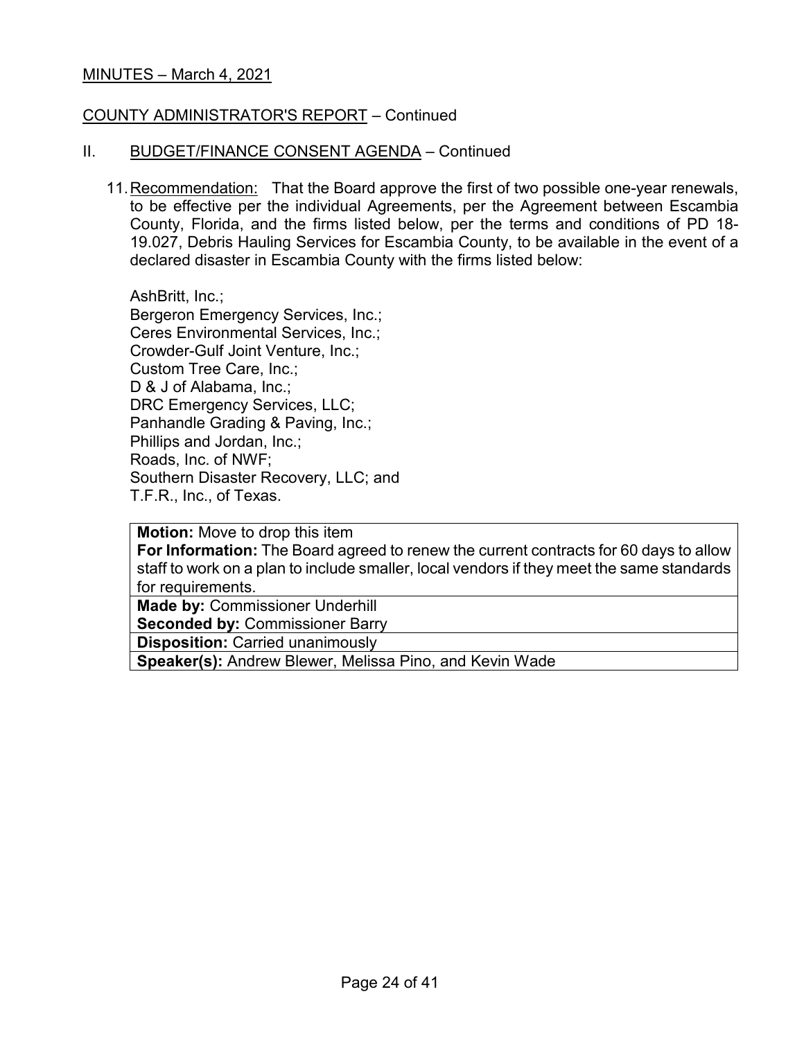MINUTES – March 4, 2021

COUNTY ADMINISTRATOR'S REPORT – Continued

II. BUDGET/FINANCE CONSENT AGENDA – Continued

11. Recommendation: That the Board approve the first of two possible one-year renewals, to be effective per the individual Agreements, per the Agreement between Escambia County, Florida, and the firms listed below, per the terms and conditions of PD 18-19.027, Debris Hauling Services for Escambia County, to be available in the event of a declared disaster in Escambia County with the firms listed below:

    AshBritt, Inc.;
    Bergeron Emergency Services, Inc.;
    Ceres Environmental Services, Inc.;
    Crowder-Gulf Joint Venture, Inc.;
    Custom Tree Care, Inc.;
    D & J of Alabama, Inc.;
    DRC Emergency Services, LLC;
    Panhandle Grading & Paving, Inc.;
    Phillips and Jordan, Inc.;
    Roads, Inc. of NWF;
    Southern Disaster Recovery, LLC; and
    T.F.R., Inc., of Texas.

| |
|---|
| **Motion:** Move to drop this item<br>**For Information:** The Board agreed to renew the current contracts for 60 days to allow staff to work on a plan to include smaller, local vendors if they meet the same standards for requirements. |
| **Made by:** Commissioner Underhill<br>**Seconded by:** Commissioner Barry |
| **Disposition:** Carried unanimously |
| **Speaker(s):** Andrew Blewer, Melissa Pino, and Kevin Wade |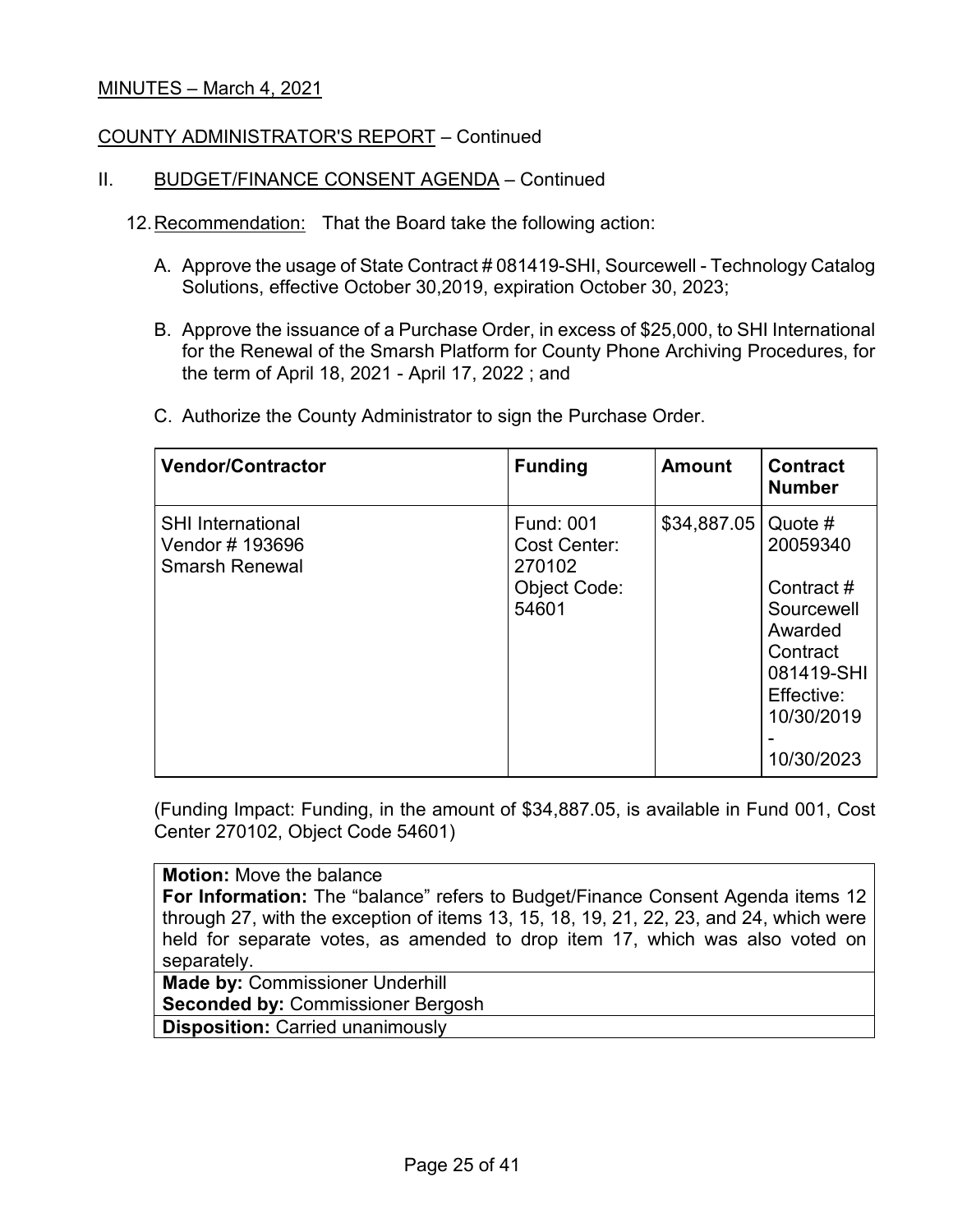MINUTES – March 4, 2021

COUNTY ADMINISTRATOR'S REPORT – Continued

II. BUDGET/FINANCE CONSENT AGENDA – Continued

12. Recommendation: That the Board take the following action:

A. Approve the usage of State Contract # 081419-SHI, Sourcewell - Technology Catalog Solutions, effective October 30,2019, expiration October 30, 2023;

B. Approve the issuance of a Purchase Order, in excess of $25,000, to SHI International for the Renewal of the Smarsh Platform for County Phone Archiving Procedures, for the term of April 18, 2021 - April 17, 2022 ; and

C. Authorize the County Administrator to sign the Purchase Order.

| Vendor/Contractor | Funding | Amount | Contract Number |
|---|---|---|---|
| SHI International<br>Vendor # 193696<br>Smarsh Renewal | Fund: 001<br>Cost Center: 270102<br>Object Code: 54601 | $34,887.05 | Quote # 20059340<br><br>Contract # Sourcewell Awarded Contract 081419-SHI Effective: 10/30/2019 - 10/30/2023 |

(Funding Impact: Funding, in the amount of $34,887.05, is available in Fund 001, Cost Center 270102, Object Code 54601)

| |
|---|
| **Motion:** Move the balance<br>**For Information:** The "balance" refers to Budget/Finance Consent Agenda items 12 through 27, with the exception of items 13, 15, 18, 19, 21, 22, 23, and 24, which were held for separate votes, as amended to drop item 17, which was also voted on separately. |
| **Made by:** Commissioner Underhill<br>**Seconded by:** Commissioner Bergosh |
| **Disposition:** Carried unanimously |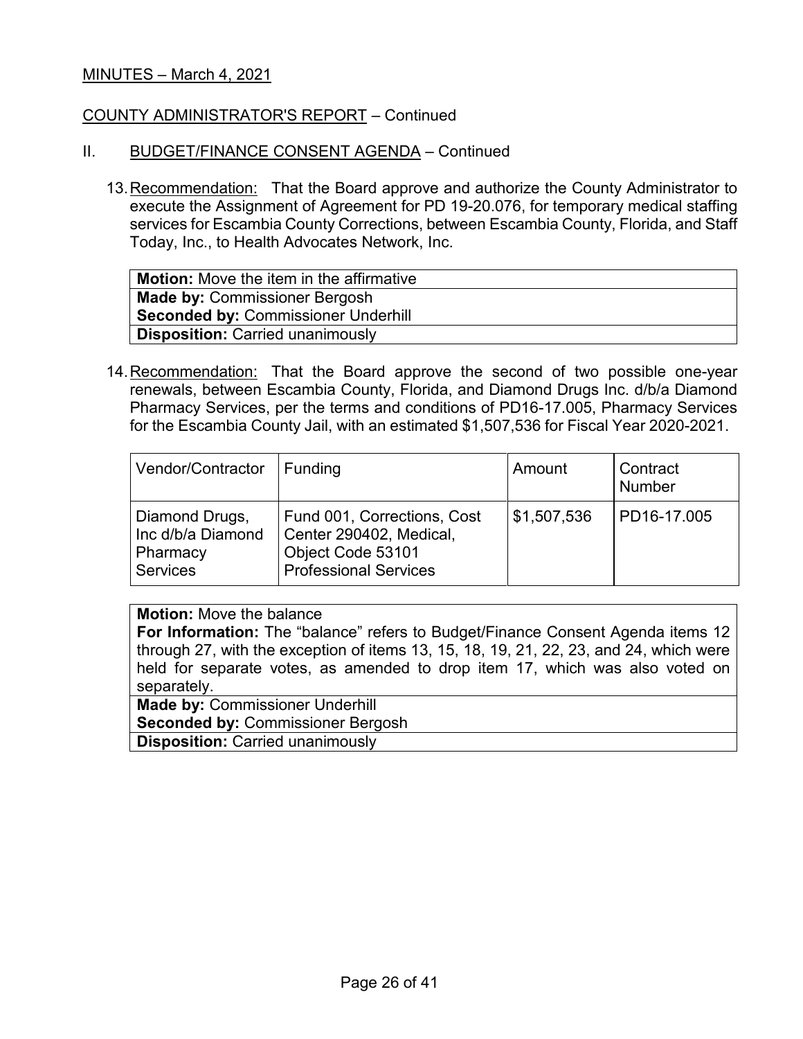MINUTES – March 4, 2021

COUNTY ADMINISTRATOR'S REPORT – Continued

II. BUDGET/FINANCE CONSENT AGENDA – Continued

13. Recommendation: That the Board approve and authorize the County Administrator to execute the Assignment of Agreement for PD 19-20.076, for temporary medical staffing services for Escambia County Corrections, between Escambia County, Florida, and Staff Today, Inc., to Health Advocates Network, Inc.

| **Motion:** Move the item in the affirmative |
|---|
| **Made by:** Commissioner Bergosh<br>**Seconded by:** Commissioner Underhill |
| **Disposition:** Carried unanimously |

14. Recommendation: That the Board approve the second of two possible one-year renewals, between Escambia County, Florida, and Diamond Drugs Inc. d/b/a Diamond Pharmacy Services, per the terms and conditions of PD16-17.005, Pharmacy Services for the Escambia County Jail, with an estimated $1,507,536 for Fiscal Year 2020-2021.

| Vendor/Contractor | Funding | Amount | Contract Number |
|---|---|---|---|
| Diamond Drugs, Inc d/b/a Diamond Pharmacy Services | Fund 001, Corrections, Cost Center 290402, Medical, Object Code 53101 Professional Services | $1,507,536 | PD16-17.005 |

| **Motion:** Move the balance<br>**For Information:** The "balance" refers to Budget/Finance Consent Agenda items 12 through 27, with the exception of items 13, 15, 18, 19, 21, 22, 23, and 24, which were held for separate votes, as amended to drop item 17, which was also voted on separately. |
|---|
| **Made by:** Commissioner Underhill<br>**Seconded by:** Commissioner Bergosh |
| **Disposition:** Carried unanimously |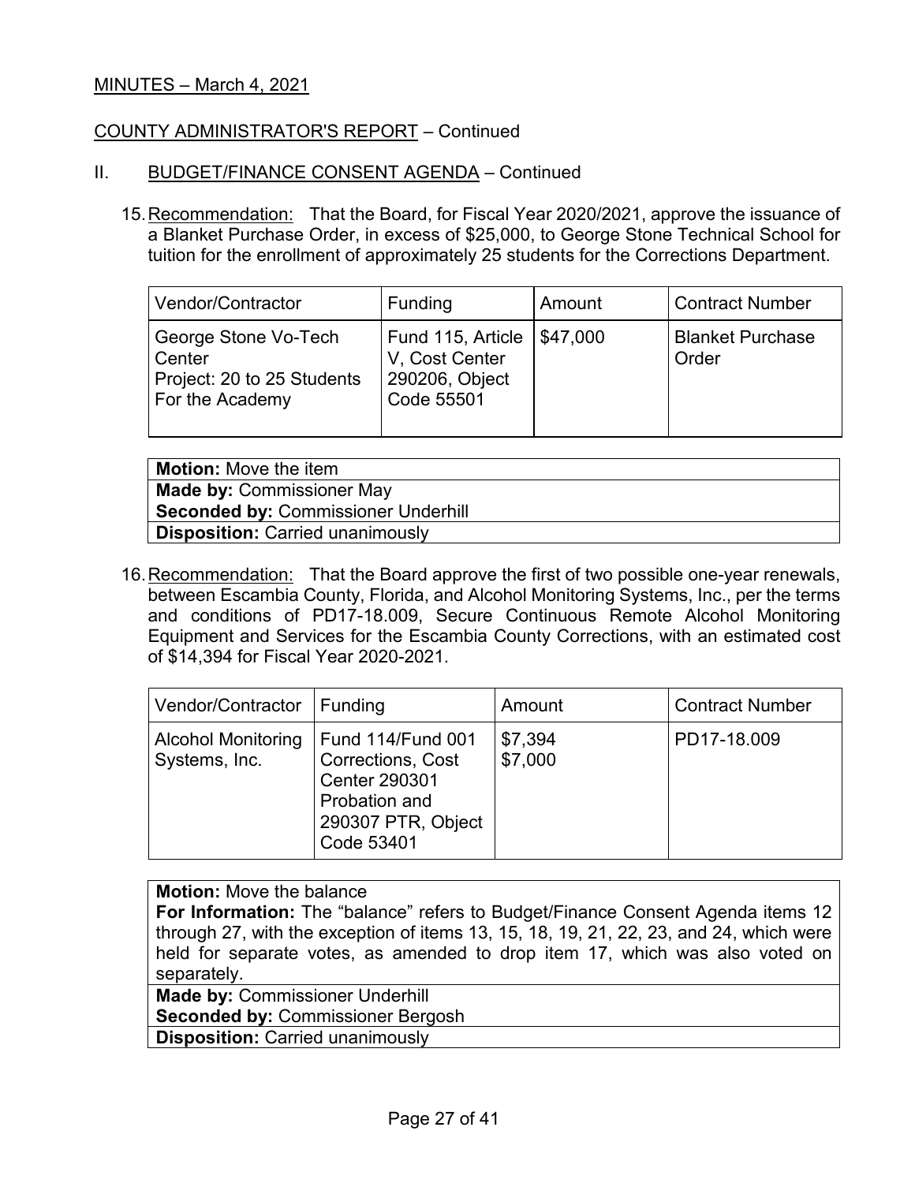MINUTES – March 4, 2021

COUNTY ADMINISTRATOR'S REPORT – Continued

II. BUDGET/FINANCE CONSENT AGENDA – Continued

15. Recommendation: That the Board, for Fiscal Year 2020/2021, approve the issuance of a Blanket Purchase Order, in excess of $25,000, to George Stone Technical School for tuition for the enrollment of approximately 25 students for the Corrections Department.

| Vendor/Contractor | Funding | Amount | Contract Number |
|---|---|---|---|
| George Stone Vo-Tech Center<br>Project: 20 to 25 Students For the Academy | Fund 115, Article V, Cost Center 290206, Object Code 55501 | $47,000 | Blanket Purchase Order |

| **Motion:** Move the item |
|---|
| **Made by:** Commissioner May<br>**Seconded by:** Commissioner Underhill |
| **Disposition:** Carried unanimously |

16. Recommendation: That the Board approve the first of two possible one-year renewals, between Escambia County, Florida, and Alcohol Monitoring Systems, Inc., per the terms and conditions of PD17-18.009, Secure Continuous Remote Alcohol Monitoring Equipment and Services for the Escambia County Corrections, with an estimated cost of $14,394 for Fiscal Year 2020-2021.

| Vendor/Contractor | Funding | Amount | Contract Number |
|---|---|---|---|
| Alcohol Monitoring Systems, Inc. | Fund 114/Fund 001 Corrections, Cost Center 290301 Probation and 290307 PTR, Object Code 53401 | $7,394<br>$7,000 | PD17-18.009 |

| **Motion:** Move the balance<br>**For Information:** The "balance" refers to Budget/Finance Consent Agenda items 12 through 27, with the exception of items 13, 15, 18, 19, 21, 22, 23, and 24, which were held for separate votes, as amended to drop item 17, which was also voted on separately. |
|---|
| **Made by:** Commissioner Underhill<br>**Seconded by:** Commissioner Bergosh |
| **Disposition:** Carried unanimously |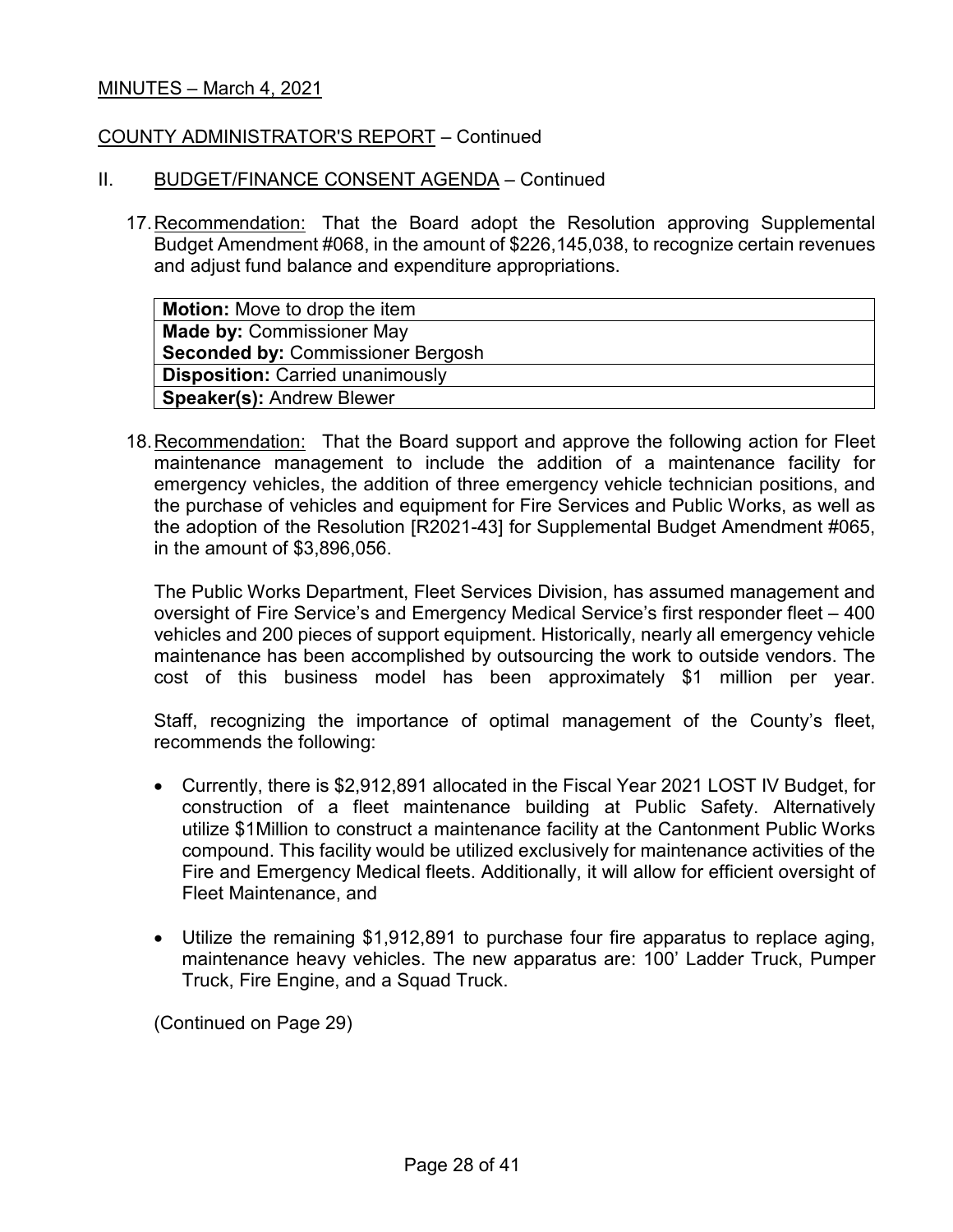MINUTES – March 4, 2021

COUNTY ADMINISTRATOR'S REPORT – Continued

II. BUDGET/FINANCE CONSENT AGENDA – Continued

17. Recommendation: That the Board adopt the Resolution approving Supplemental Budget Amendment #068, in the amount of $226,145,038, to recognize certain revenues and adjust fund balance and expenditure appropriations.

| **Motion:** Move to drop the item |
|---|
| **Made by:** Commissioner May<br>**Seconded by:** Commissioner Bergosh |
| **Disposition:** Carried unanimously |
| **Speaker(s):** Andrew Blewer |

18. Recommendation: That the Board support and approve the following action for Fleet maintenance management to include the addition of a maintenance facility for emergency vehicles, the addition of three emergency vehicle technician positions, and the purchase of vehicles and equipment for Fire Services and Public Works, as well as the adoption of the Resolution [R2021-43] for Supplemental Budget Amendment #065, in the amount of $3,896,056.

The Public Works Department, Fleet Services Division, has assumed management and oversight of Fire Service's and Emergency Medical Service's first responder fleet – 400 vehicles and 200 pieces of support equipment. Historically, nearly all emergency vehicle maintenance has been accomplished by outsourcing the work to outside vendors. The cost of this business model has been approximately $1 million per year.

Staff, recognizing the importance of optimal management of the County's fleet, recommends the following:

- Currently, there is $2,912,891 allocated in the Fiscal Year 2021 LOST IV Budget, for construction of a fleet maintenance building at Public Safety. Alternatively utilize $1Million to construct a maintenance facility at the Cantonment Public Works compound. This facility would be utilized exclusively for maintenance activities of the Fire and Emergency Medical fleets. Additionally, it will allow for efficient oversight of Fleet Maintenance, and
- Utilize the remaining $1,912,891 to purchase four fire apparatus to replace aging, maintenance heavy vehicles. The new apparatus are: 100' Ladder Truck, Pumper Truck, Fire Engine, and a Squad Truck.

(Continued on Page 29)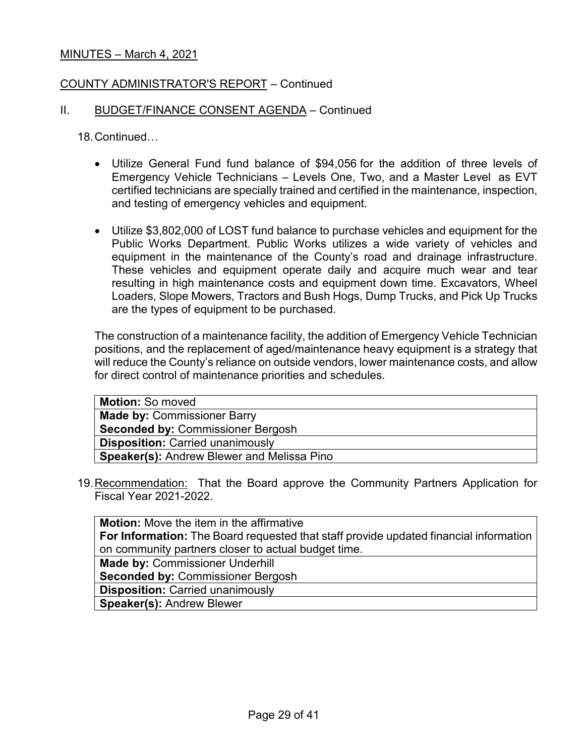MINUTES – March 4, 2021

COUNTY ADMINISTRATOR'S REPORT – Continued

II. BUDGET/FINANCE CONSENT AGENDA – Continued

18. Continued…

- Utilize General Fund fund balance of $94,056 for the addition of three levels of Emergency Vehicle Technicians – Levels One, Two, and a Master Level as EVT certified technicians are specially trained and certified in the maintenance, inspection, and testing of emergency vehicles and equipment.

- Utilize $3,802,000 of LOST fund balance to purchase vehicles and equipment for the Public Works Department. Public Works utilizes a wide variety of vehicles and equipment in the maintenance of the County's road and drainage infrastructure. These vehicles and equipment operate daily and acquire much wear and tear resulting in high maintenance costs and equipment down time. Excavators, Wheel Loaders, Slope Mowers, Tractors and Bush Hogs, Dump Trucks, and Pick Up Trucks are the types of equipment to be purchased.

The construction of a maintenance facility, the addition of Emergency Vehicle Technician positions, and the replacement of aged/maintenance heavy equipment is a strategy that will reduce the County's reliance on outside vendors, lower maintenance costs, and allow for direct control of maintenance priorities and schedules.

| **Motion:** So moved |
|---|
| **Made by:** Commissioner Barry<br>**Seconded by:** Commissioner Bergosh |
| **Disposition:** Carried unanimously |
| **Speaker(s):** Andrew Blewer and Melissa Pino |

19. Recommendation: That the Board approve the Community Partners Application for Fiscal Year 2021-2022.

| **Motion:** Move the item in the affirmative<br>**For Information:** The Board requested that staff provide updated financial information on community partners closer to actual budget time. |
|---|
| **Made by:** Commissioner Underhill<br>**Seconded by:** Commissioner Bergosh |
| **Disposition:** Carried unanimously |
| **Speaker(s):** Andrew Blewer |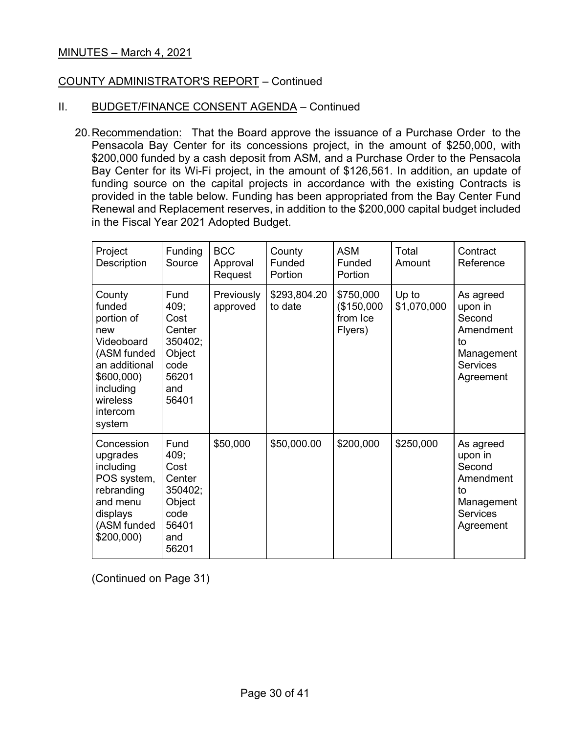MINUTES – March 4, 2021

COUNTY ADMINISTRATOR'S REPORT – Continued

II. BUDGET/FINANCE CONSENT AGENDA – Continued

20. Recommendation: That the Board approve the issuance of a Purchase Order to the Pensacola Bay Center for its concessions project, in the amount of $250,000, with $200,000 funded by a cash deposit from ASM, and a Purchase Order to the Pensacola Bay Center for its Wi-Fi project, in the amount of $126,561. In addition, an update of funding source on the capital projects in accordance with the existing Contracts is provided in the table below. Funding has been appropriated from the Bay Center Fund Renewal and Replacement reserves, in addition to the $200,000 capital budget included in the Fiscal Year 2021 Adopted Budget.

| Project Description | Funding Source | BCC Approval Request | County Funded Portion | ASM Funded Portion | Total Amount | Contract Reference |
|---|---|---|---|---|---|---|
| County funded portion of new Videoboard (ASM funded an additional $600,000) including wireless intercom system | Fund 409; Cost Center 350402; Object code 56201 and 56401 | Previously approved | $293,804.20 to date | $750,000 ($150,000 from Ice Flyers) | Up to $1,070,000 | As agreed upon in Second Amendment to Management Services Agreement |
| Concession upgrades including POS system, rebranding and menu displays (ASM funded $200,000) | Fund 409; Cost Center 350402; Object code 56401 and 56201 | $50,000 | $50,000.00 | $200,000 | $250,000 | As agreed upon in Second Amendment to Management Services Agreement |

(Continued on Page 31)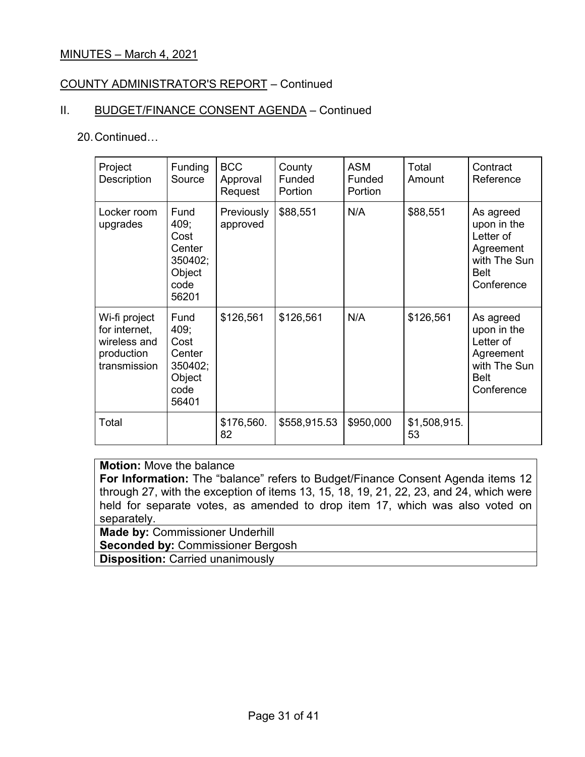MINUTES – March 4, 2021

COUNTY ADMINISTRATOR'S REPORT – Continued

II. BUDGET/FINANCE CONSENT AGENDA – Continued

20. Continued…

| Project Description | Funding Source | BCC Approval Request | County Funded Portion | ASM Funded Portion | Total Amount | Contract Reference |
|---|---|---|---|---|---|---|
| Locker room upgrades | Fund 409; Cost Center 350402; Object code 56201 | Previously approved | $88,551 | N/A | $88,551 | As agreed upon in the Letter of Agreement with The Sun Belt Conference |
| Wi-fi project for internet, wireless and production transmission | Fund 409; Cost Center 350402; Object code 56401 | $126,561 | $126,561 | N/A | $126,561 | As agreed upon in the Letter of Agreement with The Sun Belt Conference |
| Total | | $176,560.82 | $558,915.53 | $950,000 | $1,508,915.53 | |

**Motion:** Move the balance
**For Information:** The "balance" refers to Budget/Finance Consent Agenda items 12 through 27, with the exception of items 13, 15, 18, 19, 21, 22, 23, and 24, which were held for separate votes, as amended to drop item 17, which was also voted on separately.
**Made by:** Commissioner Underhill
**Seconded by:** Commissioner Bergosh
**Disposition:** Carried unanimously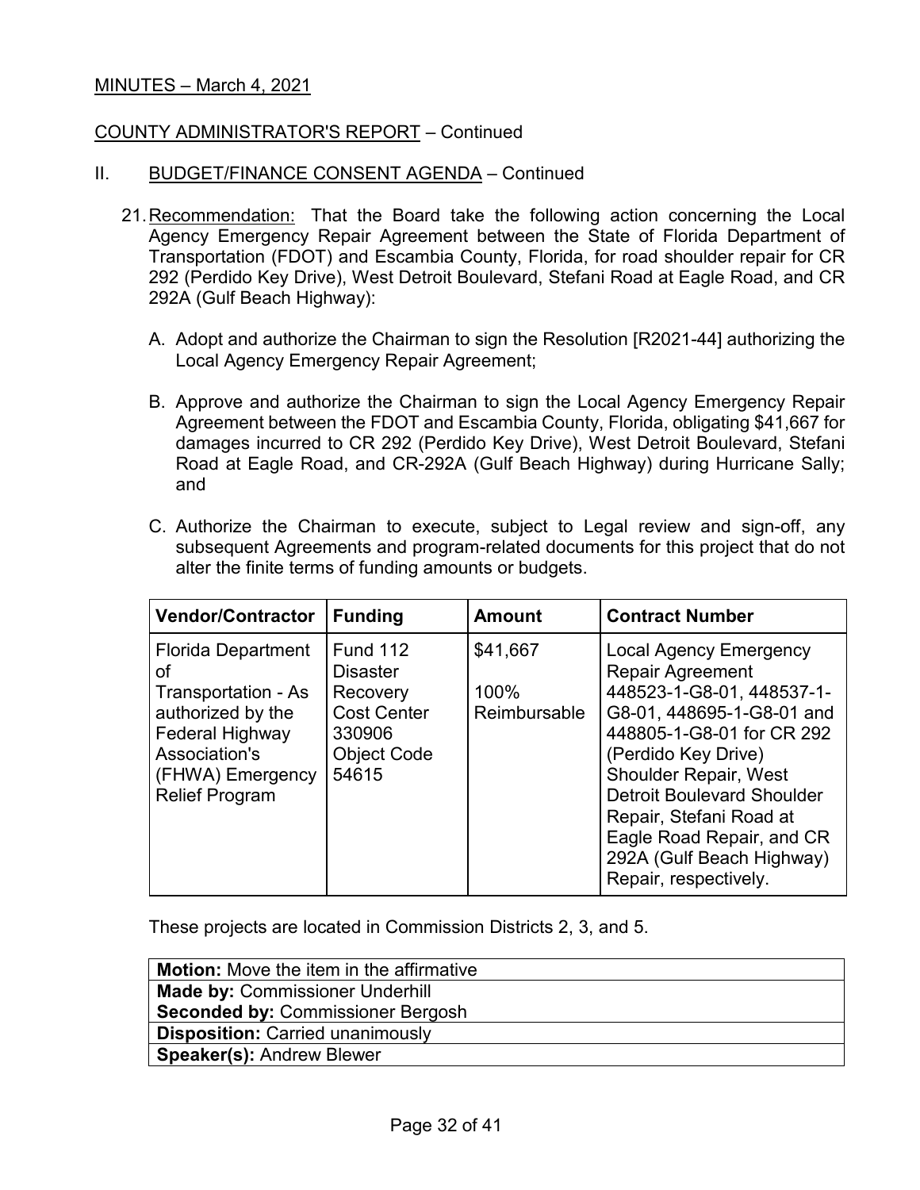MINUTES – March 4, 2021

COUNTY ADMINISTRATOR'S REPORT – Continued

II. BUDGET/FINANCE CONSENT AGENDA – Continued

21. Recommendation: That the Board take the following action concerning the Local Agency Emergency Repair Agreement between the State of Florida Department of Transportation (FDOT) and Escambia County, Florida, for road shoulder repair for CR 292 (Perdido Key Drive), West Detroit Boulevard, Stefani Road at Eagle Road, and CR 292A (Gulf Beach Highway):

    A. Adopt and authorize the Chairman to sign the Resolution [R2021-44] authorizing the Local Agency Emergency Repair Agreement;

    B. Approve and authorize the Chairman to sign the Local Agency Emergency Repair Agreement between the FDOT and Escambia County, Florida, obligating $41,667 for damages incurred to CR 292 (Perdido Key Drive), West Detroit Boulevard, Stefani Road at Eagle Road, and CR-292A (Gulf Beach Highway) during Hurricane Sally; and

    C. Authorize the Chairman to execute, subject to Legal review and sign-off, any subsequent Agreements and program-related documents for this project that do not alter the finite terms of funding amounts or budgets.

| Vendor/Contractor | Funding | Amount | Contract Number |
|---|---|---|---|
| Florida Department of Transportation - As authorized by the Federal Highway Association's (FHWA) Emergency Relief Program | Fund 112 Disaster Recovery Cost Center 330906 Object Code 54615 | $41,667 100% Reimbursable | Local Agency Emergency Repair Agreement 448523-1-G8-01, 448537-1-G8-01, 448695-1-G8-01 and 448805-1-G8-01 for CR 292 (Perdido Key Drive) Shoulder Repair, West Detroit Boulevard Shoulder Repair, Stefani Road at Eagle Road Repair, and CR 292A (Gulf Beach Highway) Repair, respectively. |

These projects are located in Commission Districts 2, 3, and 5.

| **Motion:** Move the item in the affirmative |
|---|
| **Made by:** Commissioner Underhill<br>**Seconded by:** Commissioner Bergosh |
| **Disposition:** Carried unanimously |
| **Speaker(s):** Andrew Blewer |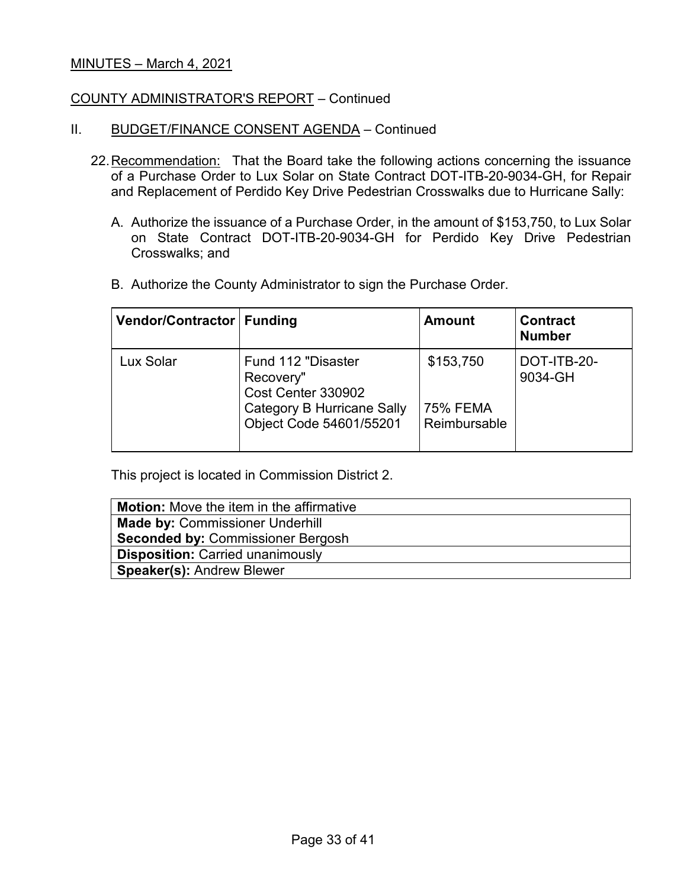MINUTES – March 4, 2021

COUNTY ADMINISTRATOR'S REPORT – Continued

II. BUDGET/FINANCE CONSENT AGENDA – Continued

22. Recommendation: That the Board take the following actions concerning the issuance of a Purchase Order to Lux Solar on State Contract DOT-ITB-20-9034-GH, for Repair and Replacement of Perdido Key Drive Pedestrian Crosswalks due to Hurricane Sally:

   A. Authorize the issuance of a Purchase Order, in the amount of $153,750, to Lux Solar on State Contract DOT-ITB-20-9034-GH for Perdido Key Drive Pedestrian Crosswalks; and

   B. Authorize the County Administrator to sign the Purchase Order.

| Vendor/Contractor | Funding | Amount | Contract Number |
| --- | --- | --- | --- |
| Lux Solar | Fund 112 "Disaster Recovery"<br>Cost Center 330902<br>Category B Hurricane Sally<br>Object Code 54601/55201 | $153,750<br><br>75% FEMA Reimbursable | DOT-ITB-20-9034-GH |

This project is located in Commission District 2.

| **Motion:** Move the item in the affirmative |
| --- |
| **Made by:** Commissioner Underhill<br>**Seconded by:** Commissioner Bergosh |
| **Disposition:** Carried unanimously |
| **Speaker(s):** Andrew Blewer |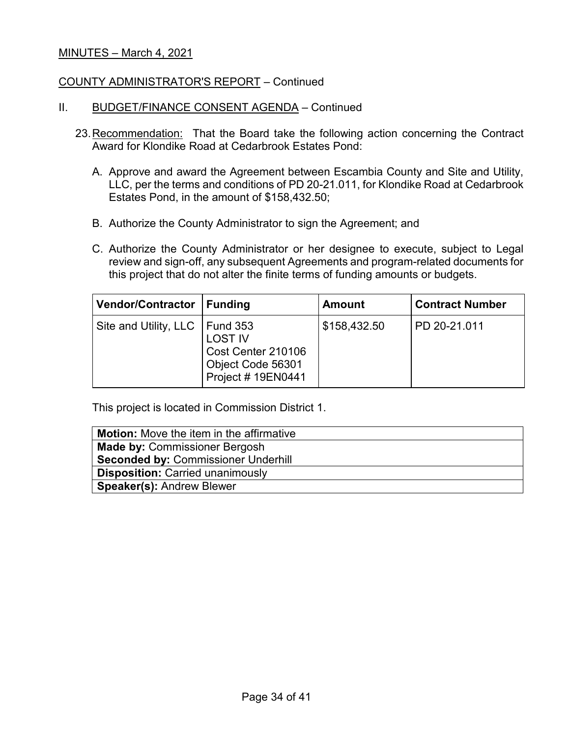MINUTES – March 4, 2021

COUNTY ADMINISTRATOR'S REPORT – Continued

II. BUDGET/FINANCE CONSENT AGENDA – Continued

23. Recommendation: That the Board take the following action concerning the Contract Award for Klondike Road at Cedarbrook Estates Pond:

A. Approve and award the Agreement between Escambia County and Site and Utility, LLC, per the terms and conditions of PD 20-21.011, for Klondike Road at Cedarbrook Estates Pond, in the amount of $158,432.50;

B. Authorize the County Administrator to sign the Agreement; and

C. Authorize the County Administrator or her designee to execute, subject to Legal review and sign-off, any subsequent Agreements and program-related documents for this project that do not alter the finite terms of funding amounts or budgets.

| Vendor/Contractor | Funding | Amount | Contract Number |
|---|---|---|---|
| Site and Utility, LLC | Fund 353<br>LOST IV<br>Cost Center 210106<br>Object Code 56301<br>Project # 19EN0441 | $158,432.50 | PD 20-21.011 |

This project is located in Commission District 1.

| **Motion:** Move the item in the affirmative |
|---|
| **Made by:** Commissioner Bergosh<br>**Seconded by:** Commissioner Underhill |
| **Disposition:** Carried unanimously |
| **Speaker(s):** Andrew Blewer |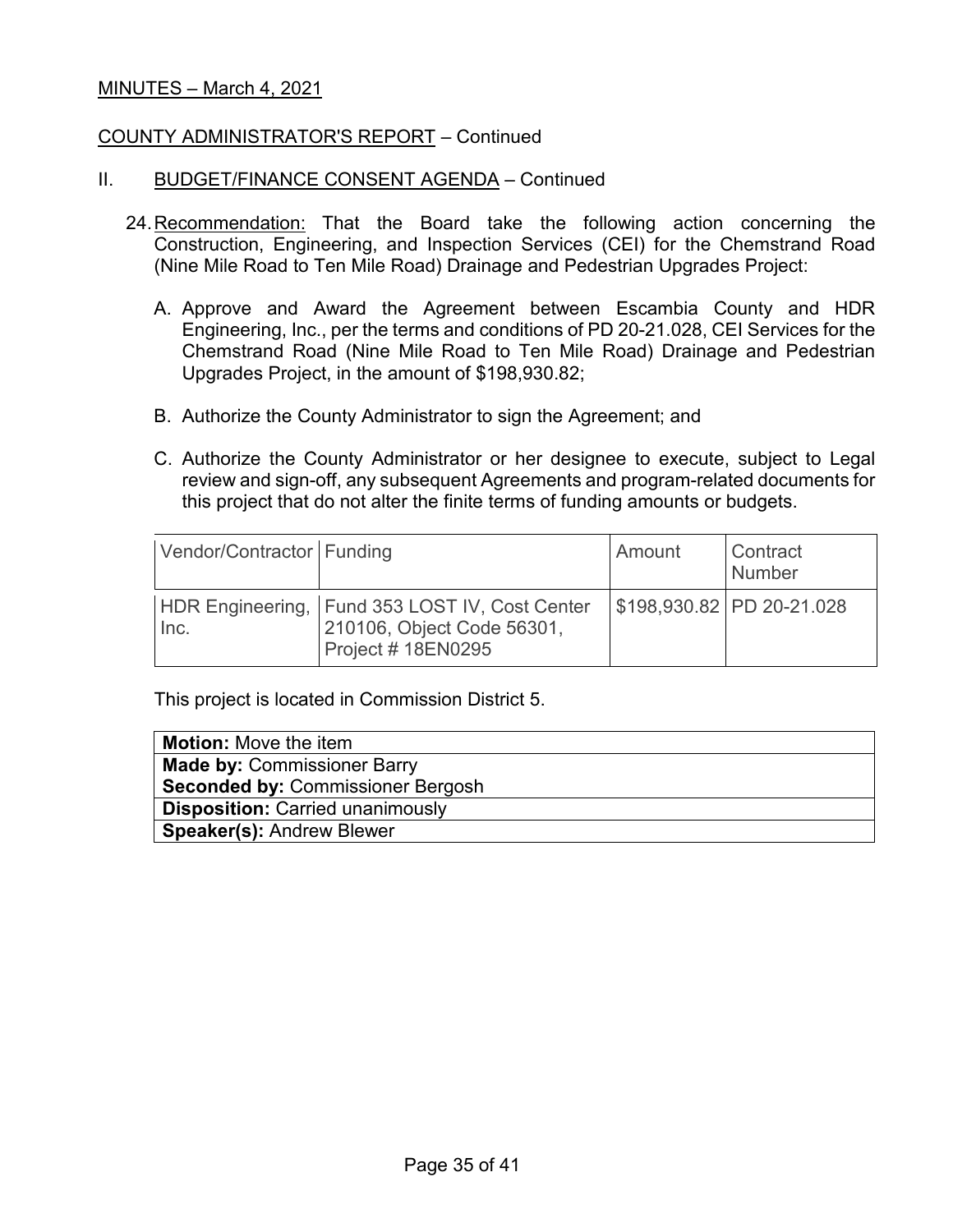MINUTES – March 4, 2021

COUNTY ADMINISTRATOR'S REPORT – Continued

II. BUDGET/FINANCE CONSENT AGENDA – Continued

24. Recommendation: That the Board take the following action concerning the Construction, Engineering, and Inspection Services (CEI) for the Chemstrand Road (Nine Mile Road to Ten Mile Road) Drainage and Pedestrian Upgrades Project:

    A. Approve and Award the Agreement between Escambia County and HDR Engineering, Inc., per the terms and conditions of PD 20-21.028, CEI Services for the Chemstrand Road (Nine Mile Road to Ten Mile Road) Drainage and Pedestrian Upgrades Project, in the amount of $198,930.82;

    B. Authorize the County Administrator to sign the Agreement; and

    C. Authorize the County Administrator or her designee to execute, subject to Legal review and sign-off, any subsequent Agreements and program-related documents for this project that do not alter the finite terms of funding amounts or budgets.

| Vendor/Contractor | Funding | Amount | Contract Number |
|---|---|---|---|
| HDR Engineering, Inc. | Fund 353 LOST IV, Cost Center 210106, Object Code 56301, Project # 18EN0295 | $198,930.82 | PD 20-21.028 |

This project is located in Commission District 5.

| **Motion:** Move the item |
|---|
| **Made by:** Commissioner Barry<br>**Seconded by:** Commissioner Bergosh |
| **Disposition:** Carried unanimously |
| **Speaker(s):** Andrew Blewer |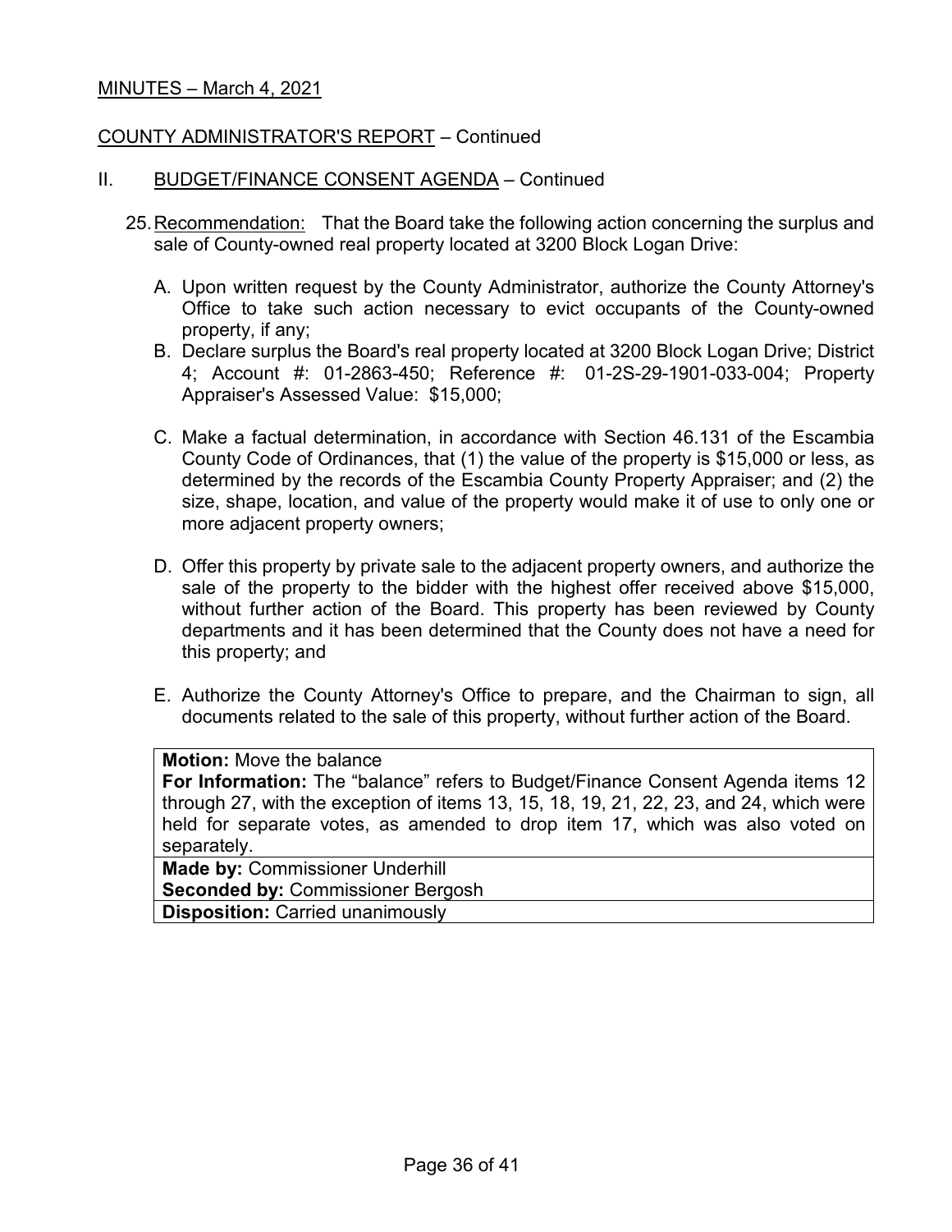MINUTES – March 4, 2021

COUNTY ADMINISTRATOR'S REPORT – Continued

II. BUDGET/FINANCE CONSENT AGENDA – Continued

25. Recommendation: That the Board take the following action concerning the surplus and sale of County-owned real property located at 3200 Block Logan Drive:

    A. Upon written request by the County Administrator, authorize the County Attorney's Office to take such action necessary to evict occupants of the County-owned property, if any;

    B. Declare surplus the Board's real property located at 3200 Block Logan Drive; District 4; Account #: 01-2863-450; Reference #: 01-2S-29-1901-033-004; Property Appraiser's Assessed Value: $15,000;

    C. Make a factual determination, in accordance with Section 46.131 of the Escambia County Code of Ordinances, that (1) the value of the property is $15,000 or less, as determined by the records of the Escambia County Property Appraiser; and (2) the size, shape, location, and value of the property would make it of use to only one or more adjacent property owners;

    D. Offer this property by private sale to the adjacent property owners, and authorize the sale of the property to the bidder with the highest offer received above $15,000, without further action of the Board. This property has been reviewed by County departments and it has been determined that the County does not have a need for this property; and

    E. Authorize the County Attorney's Office to prepare, and the Chairman to sign, all documents related to the sale of this property, without further action of the Board.

| **Motion:** Move the balance<br>**For Information:** The "balance" refers to Budget/Finance Consent Agenda items 12 through 27, with the exception of items 13, 15, 18, 19, 21, 22, 23, and 24, which were held for separate votes, as amended to drop item 17, which was also voted on separately. |
|---|
| **Made by:** Commissioner Underhill<br>**Seconded by:** Commissioner Bergosh |
| **Disposition:** Carried unanimously |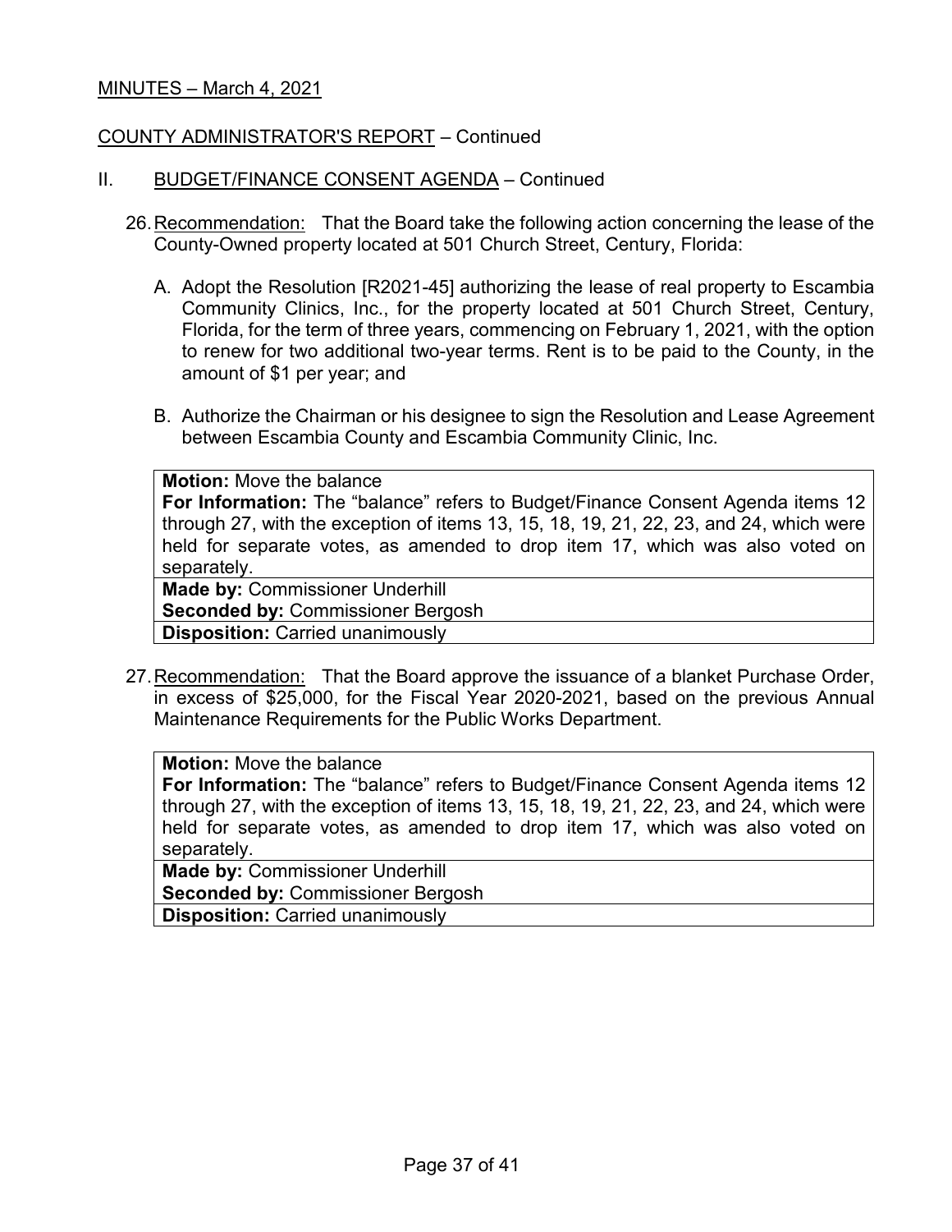MINUTES – March 4, 2021

COUNTY ADMINISTRATOR'S REPORT – Continued

II. BUDGET/FINANCE CONSENT AGENDA – Continued

26. Recommendation: That the Board take the following action concerning the lease of the County-Owned property located at 501 Church Street, Century, Florida:

    A. Adopt the Resolution [R2021-45] authorizing the lease of real property to Escambia Community Clinics, Inc., for the property located at 501 Church Street, Century, Florida, for the term of three years, commencing on February 1, 2021, with the option to renew for two additional two-year terms. Rent is to be paid to the County, in the amount of $1 per year; and

    B. Authorize the Chairman or his designee to sign the Resolution and Lease Agreement between Escambia County and Escambia Community Clinic, Inc.

| **Motion:** Move the balance<br>**For Information:** The "balance" refers to Budget/Finance Consent Agenda items 12 through 27, with the exception of items 13, 15, 18, 19, 21, 22, 23, and 24, which were held for separate votes, as amended to drop item 17, which was also voted on separately. |
|---|
| **Made by:** Commissioner Underhill<br>**Seconded by:** Commissioner Bergosh |
| **Disposition:** Carried unanimously |

27. Recommendation: That the Board approve the issuance of a blanket Purchase Order, in excess of $25,000, for the Fiscal Year 2020-2021, based on the previous Annual Maintenance Requirements for the Public Works Department.

| **Motion:** Move the balance<br>**For Information:** The "balance" refers to Budget/Finance Consent Agenda items 12 through 27, with the exception of items 13, 15, 18, 19, 21, 22, 23, and 24, which were held for separate votes, as amended to drop item 17, which was also voted on separately. |
|---|
| **Made by:** Commissioner Underhill<br>**Seconded by:** Commissioner Bergosh |
| **Disposition:** Carried unanimously |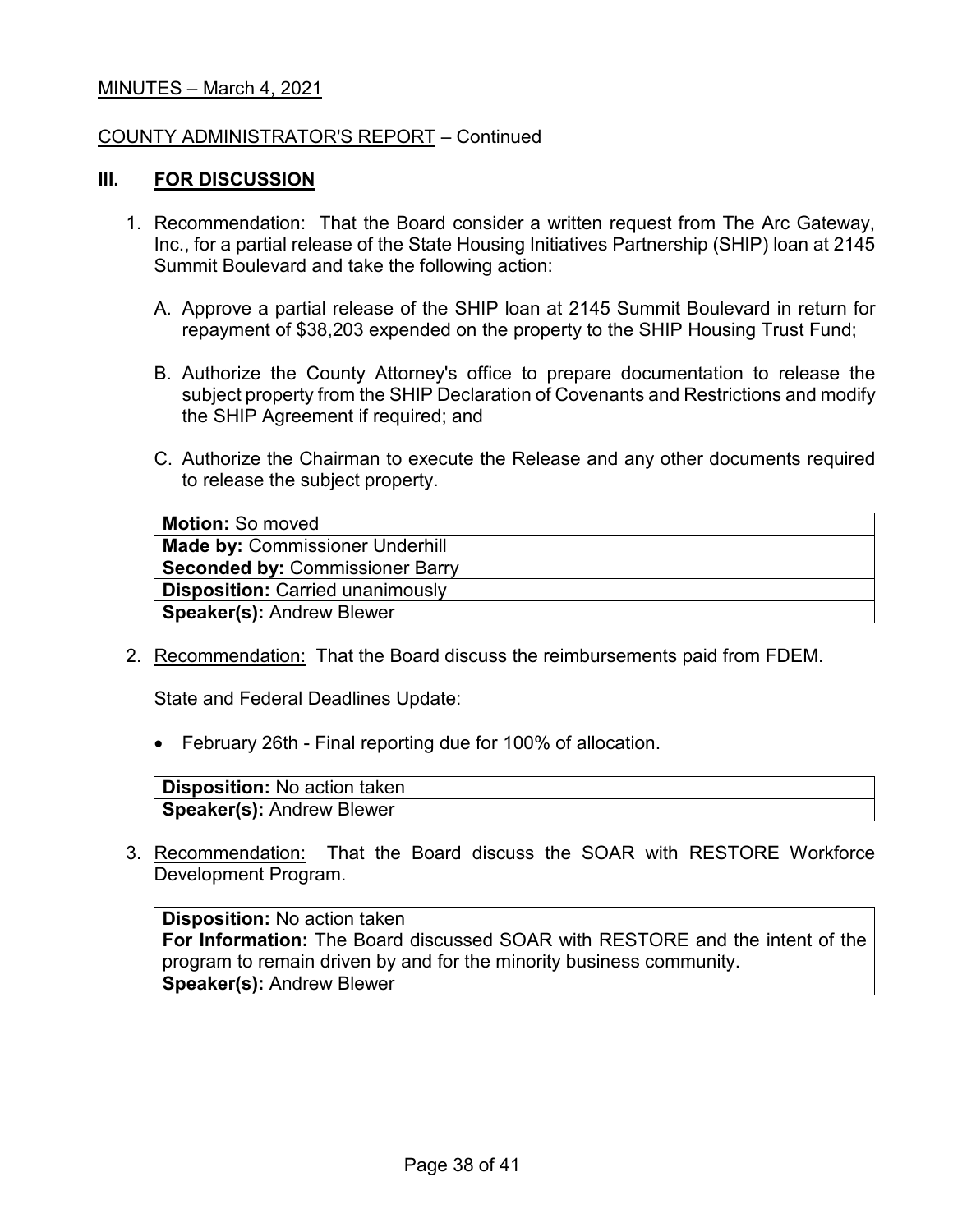MINUTES – March 4, 2021

COUNTY ADMINISTRATOR'S REPORT – Continued

## III. FOR DISCUSSION

1. Recommendation: That the Board consider a written request from The Arc Gateway, Inc., for a partial release of the State Housing Initiatives Partnership (SHIP) loan at 2145 Summit Boulevard and take the following action:

   A. Approve a partial release of the SHIP loan at 2145 Summit Boulevard in return for repayment of $38,203 expended on the property to the SHIP Housing Trust Fund;

   B. Authorize the County Attorney's office to prepare documentation to release the subject property from the SHIP Declaration of Covenants and Restrictions and modify the SHIP Agreement if required; and

   C. Authorize the Chairman to execute the Release and any other documents required to release the subject property.

| |
|---|
| **Motion:** So moved |
| **Made by:** Commissioner Underhill<br>**Seconded by:** Commissioner Barry |
| **Disposition:** Carried unanimously |
| **Speaker(s):** Andrew Blewer |

2. Recommendation: That the Board discuss the reimbursements paid from FDEM.

   State and Federal Deadlines Update:

   - February 26th - Final reporting due for 100% of allocation.

| |
|---|
| **Disposition:** No action taken |
| **Speaker(s):** Andrew Blewer |

3. Recommendation: That the Board discuss the SOAR with RESTORE Workforce Development Program.

| |
|---|
| **Disposition:** No action taken<br>**For Information:** The Board discussed SOAR with RESTORE and the intent of the program to remain driven by and for the minority business community. |
| **Speaker(s):** Andrew Blewer |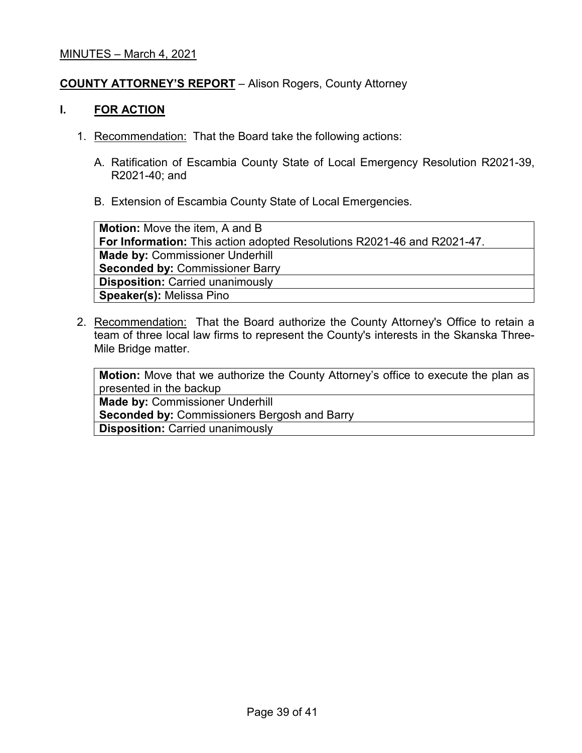MINUTES – March 4, 2021

## COUNTY ATTORNEY'S REPORT – Alison Rogers, County Attorney

### I. FOR ACTION

1. Recommendation: That the Board take the following actions:

   A. Ratification of Escambia County State of Local Emergency Resolution R2021-39, R2021-40; and

   B. Extension of Escambia County State of Local Emergencies.

| **Motion:** Move the item, A and B<br>**For Information:** This action adopted Resolutions R2021-46 and R2021-47. |
|---|
| **Made by:** Commissioner Underhill<br>**Seconded by:** Commissioner Barry |
| **Disposition:** Carried unanimously |
| **Speaker(s):** Melissa Pino |

2. Recommendation: That the Board authorize the County Attorney's Office to retain a team of three local law firms to represent the County's interests in the Skanska Three-Mile Bridge matter.

| **Motion:** Move that we authorize the County Attorney's office to execute the plan as presented in the backup |
|---|
| **Made by:** Commissioner Underhill<br>**Seconded by:** Commissioners Bergosh and Barry |
| **Disposition:** Carried unanimously |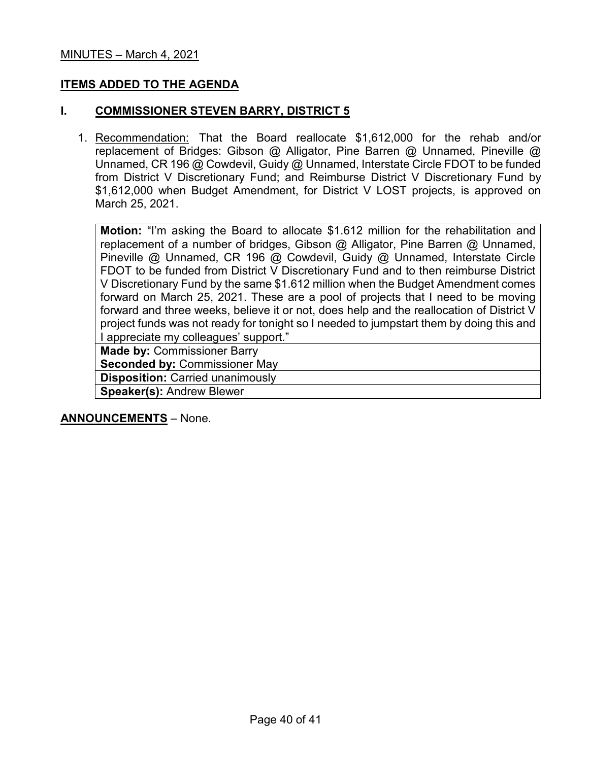MINUTES – March 4, 2021

## ITEMS ADDED TO THE AGENDA

### I. COMMISSIONER STEVEN BARRY, DISTRICT 5

1. Recommendation: That the Board reallocate $1,612,000 for the rehab and/or replacement of Bridges: Gibson @ Alligator, Pine Barren @ Unnamed, Pineville @ Unnamed, CR 196 @ Cowdevil, Guidy @ Unnamed, Interstate Circle FDOT to be funded from District V Discretionary Fund; and Reimburse District V Discretionary Fund by $1,612,000 when Budget Amendment, for District V LOST projects, is approved on March 25, 2021.

| |
|---|
| **Motion:** "I'm asking the Board to allocate $1.612 million for the rehabilitation and replacement of a number of bridges, Gibson @ Alligator, Pine Barren @ Unnamed, Pineville @ Unnamed, CR 196 @ Cowdevil, Guidy @ Unnamed, Interstate Circle FDOT to be funded from District V Discretionary Fund and to then reimburse District V Discretionary Fund by the same $1.612 million when the Budget Amendment comes forward on March 25, 2021. These are a pool of projects that I need to be moving forward and three weeks, believe it or not, does help and the reallocation of District V project funds was not ready for tonight so I needed to jumpstart them by doing this and I appreciate my colleagues' support." |
| **Made by:** Commissioner Barry<br>**Seconded by:** Commissioner May |
| **Disposition:** Carried unanimously |
| **Speaker(s):** Andrew Blewer |

**ANNOUNCEMENTS** – None.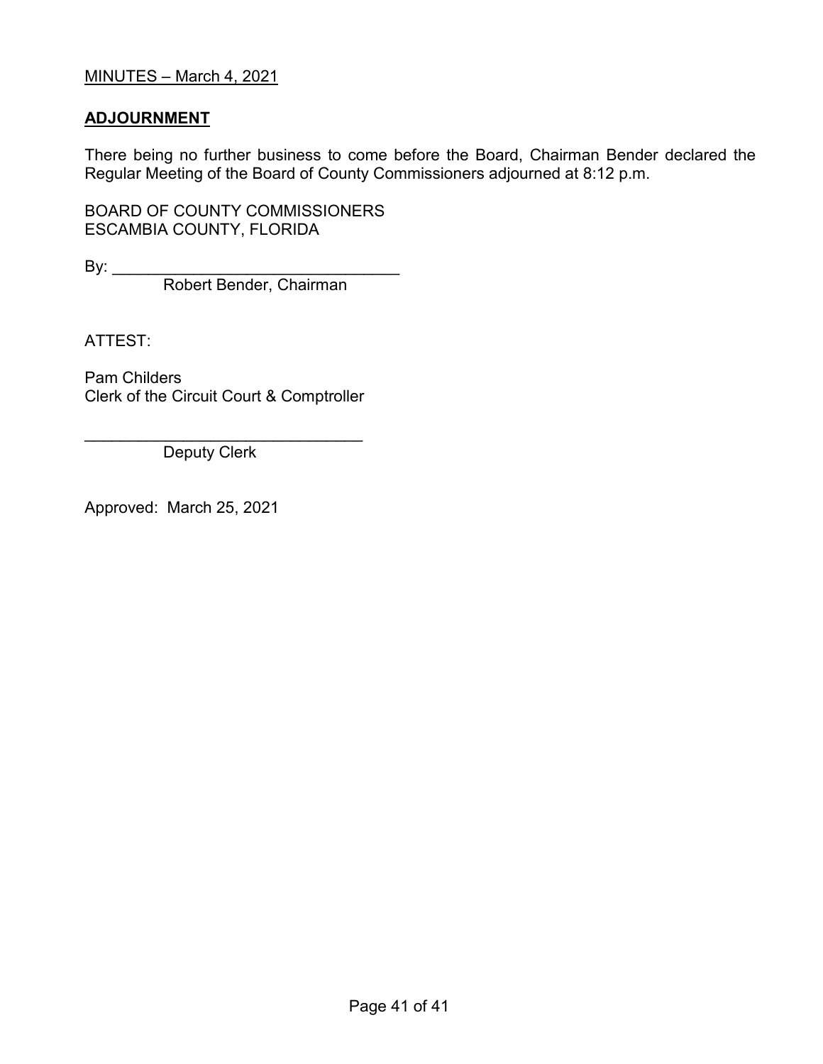MINUTES – March 4, 2021

## ADJOURNMENT

There being no further business to come before the Board, Chairman Bender declared the Regular Meeting of the Board of County Commissioners adjourned at 8:12 p.m.

BOARD OF COUNTY COMMISSIONERS
ESCAMBIA COUNTY, FLORIDA

By: _________________________________
Robert Bender, Chairman

ATTEST:

Pam Childers
Clerk of the Circuit Court & Comptroller

________________________________
Deputy Clerk

Approved: March 25, 2021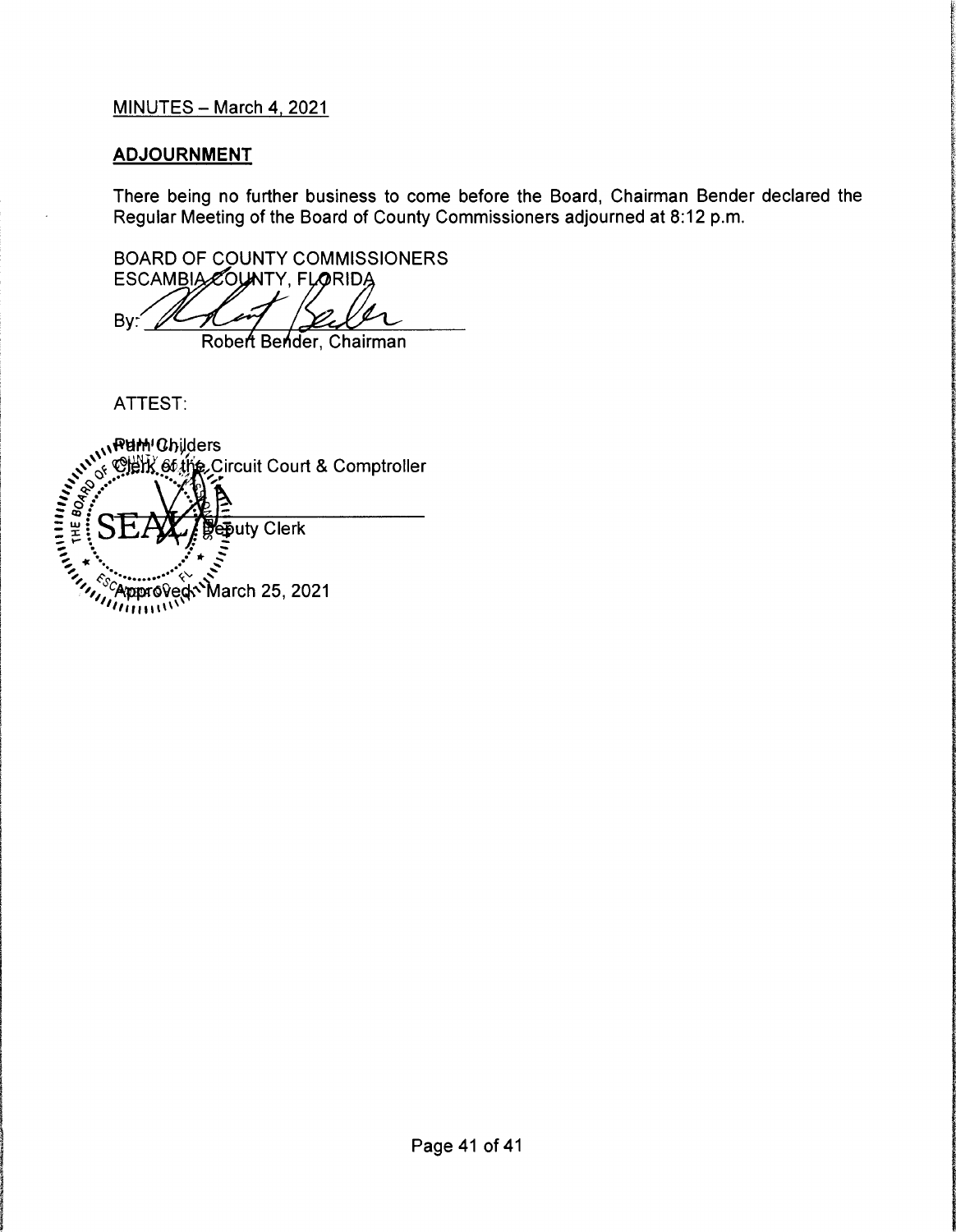MINUTES – March 4, 2021

## ADJOURNMENT

There being no further business to come before the Board, Chairman Bender declared the Regular Meeting of the Board of County Commissioners adjourned at 8:12 p.m.

BOARD OF COUNTY COMMISSIONERS
ESCAMBIA COUNTY, FLORIDA

By: ______________________
Robert Bender, Chairman

ATTEST:

Pam Childers
Clerk of the Circuit Court & Comptroller

______________________
Deputy Clerk

Approved: March 25, 2021